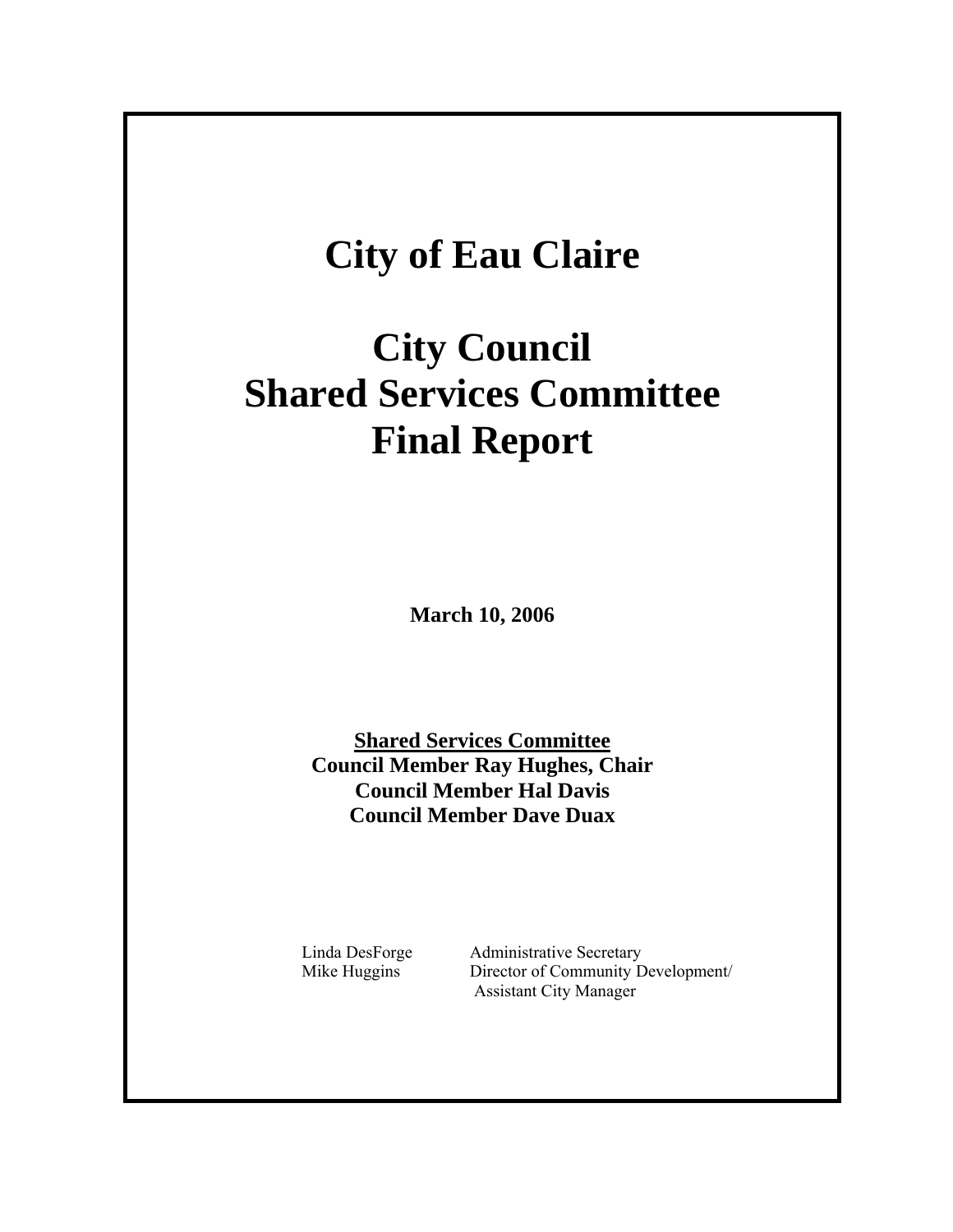# City of Eau Claire

# City Council
# Shared Services Committee
# Final Report

**March 10, 2006**

**<u>Shared Services Committee</u>**
**Council Member Ray Hughes, Chair**
**Council Member Hal Davis**
**Council Member Dave Duax**

| | |
|---|---|
| Linda DesForge | Administrative Secretary |
| Mike Huggins | Director of Community Development/ Assistant City Manager |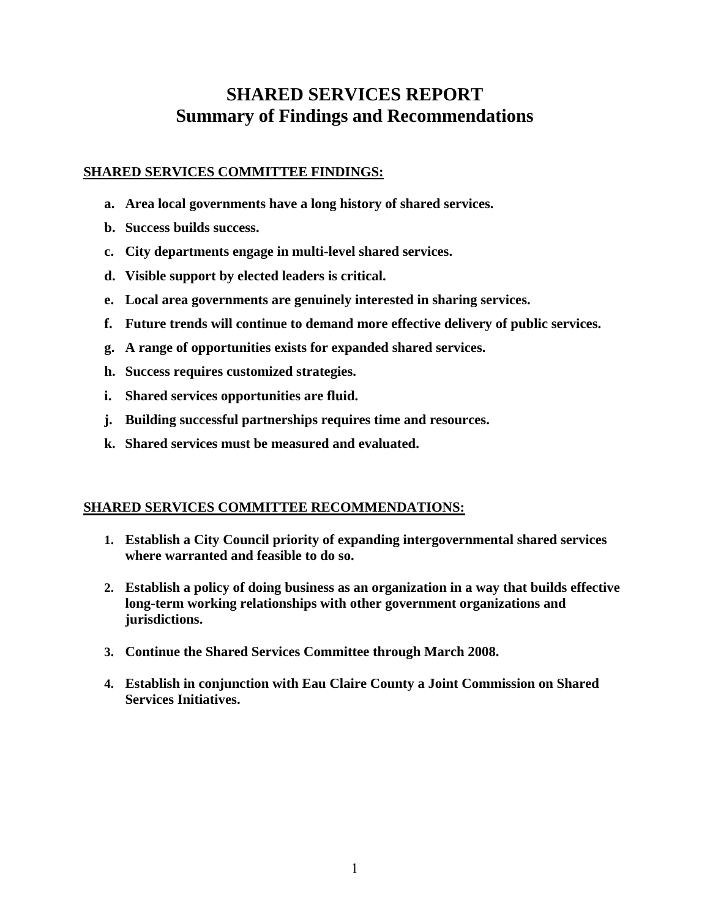# SHARED SERVICES REPORT
## Summary of Findings and Recommendations

**SHARED SERVICES COMMITTEE FINDINGS:**

- **a. Area local governments have a long history of shared services.**
- **b. Success builds success.**
- **c. City departments engage in multi-level shared services.**
- **d. Visible support by elected leaders is critical.**
- **e. Local area governments are genuinely interested in sharing services.**
- **f. Future trends will continue to demand more effective delivery of public services.**
- **g. A range of opportunities exists for expanded shared services.**
- **h. Success requires customized strategies.**
- **i. Shared services opportunities are fluid.**
- **j. Building successful partnerships requires time and resources.**
- **k. Shared services must be measured and evaluated.**

**SHARED SERVICES COMMITTEE RECOMMENDATIONS:**

1. **Establish a City Council priority of expanding intergovernmental shared services where warranted and feasible to do so.**

2. **Establish a policy of doing business as an organization in a way that builds effective long-term working relationships with other government organizations and jurisdictions.**

3. **Continue the Shared Services Committee through March 2008.**

4. **Establish in conjunction with Eau Claire County a Joint Commission on Shared Services Initiatives.**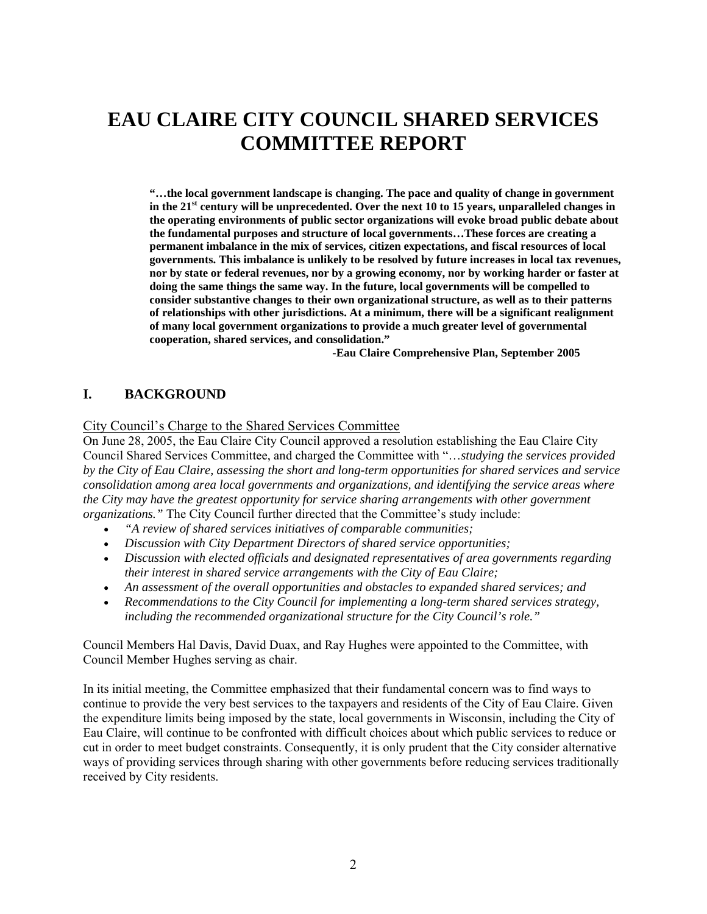# EAU CLAIRE CITY COUNCIL SHARED SERVICES COMMITTEE REPORT

> **"…the local government landscape is changing. The pace and quality of change in government in the 21st century will be unprecedented. Over the next 10 to 15 years, unparalleled changes in the operating environments of public sector organizations will evoke broad public debate about the fundamental purposes and structure of local governments…These forces are creating a permanent imbalance in the mix of services, citizen expectations, and fiscal resources of local governments. This imbalance is unlikely to be resolved by future increases in local tax revenues, nor by state or federal revenues, nor by a growing economy, nor by working harder or faster at doing the same things the same way. In the future, local governments will be compelled to consider substantive changes to their own organizational structure, as well as to their patterns of relationships with other jurisdictions. At a minimum, there will be a significant realignment of many local government organizations to provide a much greater level of governmental cooperation, shared services, and consolidation."**
>
> **-Eau Claire Comprehensive Plan, September 2005**

## I. BACKGROUND

### City Council's Charge to the Shared Services Committee

On June 28, 2005, the Eau Claire City Council approved a resolution establishing the Eau Claire City Council Shared Services Committee, and charged the Committee with "…*studying the services provided by the City of Eau Claire, assessing the short and long-term opportunities for shared services and service consolidation among area local governments and organizations, and identifying the service areas where the City may have the greatest opportunity for service sharing arrangements with other government organizations."* The City Council further directed that the Committee's study include:

- *"A review of shared services initiatives of comparable communities;*
- *Discussion with City Department Directors of shared service opportunities;*
- *Discussion with elected officials and designated representatives of area governments regarding their interest in shared service arrangements with the City of Eau Claire;*
- *An assessment of the overall opportunities and obstacles to expanded shared services; and*
- *Recommendations to the City Council for implementing a long-term shared services strategy, including the recommended organizational structure for the City Council's role."*

Council Members Hal Davis, David Duax, and Ray Hughes were appointed to the Committee, with Council Member Hughes serving as chair.

In its initial meeting, the Committee emphasized that their fundamental concern was to find ways to continue to provide the very best services to the taxpayers and residents of the City of Eau Claire. Given the expenditure limits being imposed by the state, local governments in Wisconsin, including the City of Eau Claire, will continue to be confronted with difficult choices about which public services to reduce or cut in order to meet budget constraints. Consequently, it is only prudent that the City consider alternative ways of providing services through sharing with other governments before reducing services traditionally received by City residents.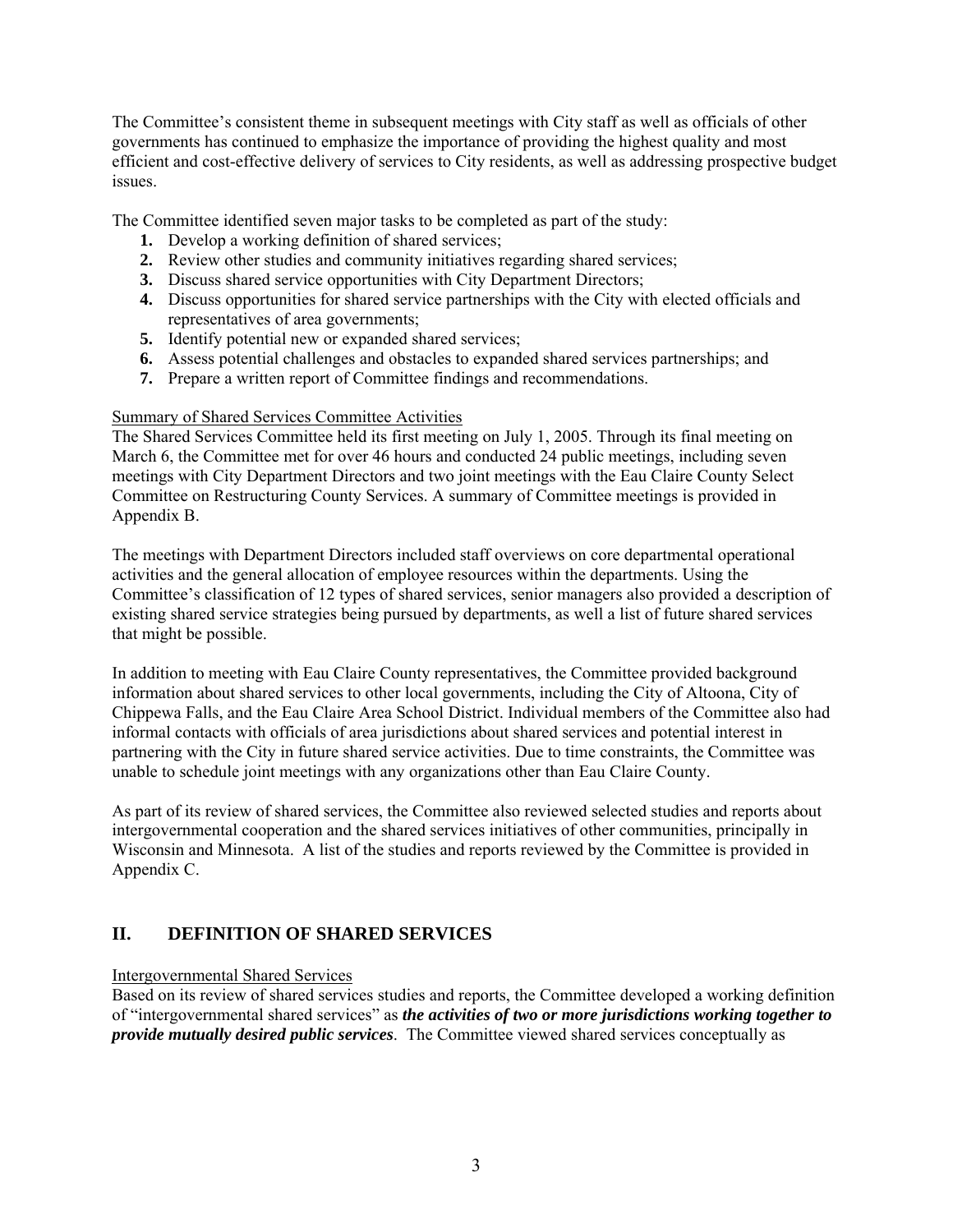The Committee's consistent theme in subsequent meetings with City staff as well as officials of other governments has continued to emphasize the importance of providing the highest quality and most efficient and cost-effective delivery of services to City residents, as well as addressing prospective budget issues.

The Committee identified seven major tasks to be completed as part of the study:

1. Develop a working definition of shared services;
2. Review other studies and community initiatives regarding shared services;
3. Discuss shared service opportunities with City Department Directors;
4. Discuss opportunities for shared service partnerships with the City with elected officials and representatives of area governments;
5. Identify potential new or expanded shared services;
6. Assess potential challenges and obstacles to expanded shared services partnerships; and
7. Prepare a written report of Committee findings and recommendations.

<u>Summary of Shared Services Committee Activities</u>

The Shared Services Committee held its first meeting on July 1, 2005. Through its final meeting on March 6, the Committee met for over 46 hours and conducted 24 public meetings, including seven meetings with City Department Directors and two joint meetings with the Eau Claire County Select Committee on Restructuring County Services. A summary of Committee meetings is provided in Appendix B.

The meetings with Department Directors included staff overviews on core departmental operational activities and the general allocation of employee resources within the departments. Using the Committee's classification of 12 types of shared services, senior managers also provided a description of existing shared service strategies being pursued by departments, as well a list of future shared services that might be possible.

In addition to meeting with Eau Claire County representatives, the Committee provided background information about shared services to other local governments, including the City of Altoona, City of Chippewa Falls, and the Eau Claire Area School District. Individual members of the Committee also had informal contacts with officials of area jurisdictions about shared services and potential interest in partnering with the City in future shared service activities. Due to time constraints, the Committee was unable to schedule joint meetings with any organizations other than Eau Claire County.

As part of its review of shared services, the Committee also reviewed selected studies and reports about intergovernmental cooperation and the shared services initiatives of other communities, principally in Wisconsin and Minnesota. A list of the studies and reports reviewed by the Committee is provided in Appendix C.

## II. DEFINITION OF SHARED SERVICES

<u>Intergovernmental Shared Services</u>

Based on its review of shared services studies and reports, the Committee developed a working definition of "intergovernmental shared services" as ***the activities of two or more jurisdictions working together to provide mutually desired public services***. The Committee viewed shared services conceptually as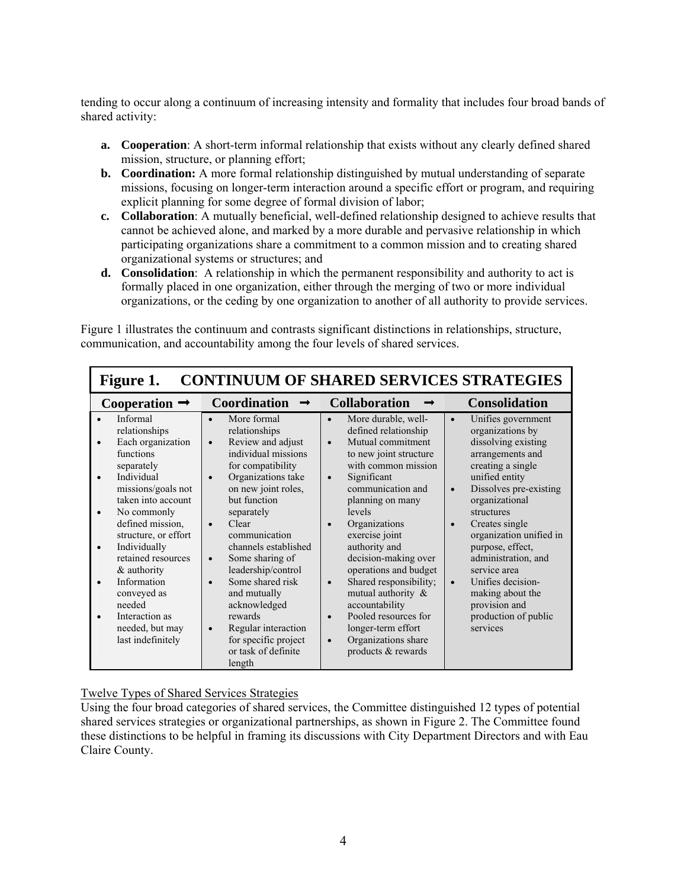tending to occur along a continuum of increasing intensity and formality that includes four broad bands of shared activity:

- **a. Cooperation**: A short-term informal relationship that exists without any clearly defined shared mission, structure, or planning effort;
- **b. Coordination:** A more formal relationship distinguished by mutual understanding of separate missions, focusing on longer-term interaction around a specific effort or program, and requiring explicit planning for some degree of formal division of labor;
- **c. Collaboration**: A mutually beneficial, well-defined relationship designed to achieve results that cannot be achieved alone, and marked by a more durable and pervasive relationship in which participating organizations share a commitment to a common mission and to creating shared organizational systems or structures; and
- **d. Consolidation**: A relationship in which the permanent responsibility and authority to act is formally placed in one organization, either through the merging of two or more individual organizations, or the ceding by one organization to another of all authority to provide services.

Figure 1 illustrates the continuum and contrasts significant distinctions in relationships, structure, communication, and accountability among the four levels of shared services.

**Figure 1. CONTINUUM OF SHARED SERVICES STRATEGIES**

| Cooperation → | Coordination → | Collaboration → | Consolidation |
|---|---|---|---|
| • Informal relationships<br>• Each organization functions separately<br>• Individual missions/goals not taken into account<br>• No commonly defined mission, structure, or effort<br>• Individually retained resources & authority<br>• Information conveyed as needed<br>• Interaction as needed, but may last indefinitely | • More formal relationships<br>• Review and adjust individual missions for compatibility<br>• Organizations take on new joint roles, but function separately<br>• Clear communication channels established<br>• Some sharing of leadership/control<br>• Some shared risk and mutually acknowledged rewards<br>• Regular interaction for specific project or task of definite length | • More durable, well-defined relationship<br>• Mutual commitment to new joint structure with common mission<br>• Significant communication and planning on many levels<br>• Organizations exercise joint authority and decision-making over operations and budget<br>• Shared responsibility; mutual authority & accountability<br>• Pooled resources for longer-term effort<br>• Organizations share products & rewards | • Unifies government organizations by dissolving existing arrangements and creating a single unified entity<br>• Dissolves pre-existing organizational structures<br>• Creates single organization unified in purpose, effect, administration, and service area<br>• Unifies decision-making about the provision and production of public services |

Twelve Types of Shared Services Strategies

Using the four broad categories of shared services, the Committee distinguished 12 types of potential shared services strategies or organizational partnerships, as shown in Figure 2. The Committee found these distinctions to be helpful in framing its discussions with City Department Directors and with Eau Claire County.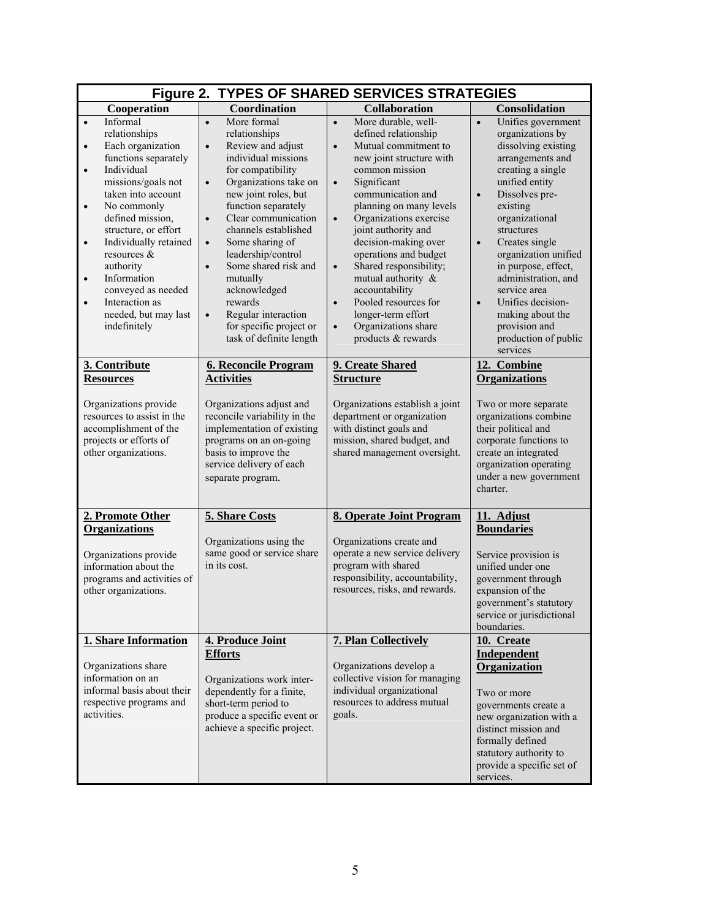**Figure 2. TYPES OF SHARED SERVICES STRATEGIES**

| Cooperation | Coordination | Collaboration | Consolidation |
|---|---|---|---|
| • Informal relationships<br>• Each organization functions separately<br>• Individual missions/goals not taken into account<br>• No commonly defined mission, structure, or effort<br>• Individually retained resources & authority<br>• Information conveyed as needed<br>• Interaction as needed, but may last indefinitely | • More formal relationships<br>• Review and adjust individual missions for compatibility<br>• Organizations take on new joint roles, but function separately<br>• Clear communication channels established<br>• Some sharing of leadership/control<br>• Some shared risk and mutually acknowledged rewards<br>• Regular interaction for specific project or task of definite length | • More durable, well-defined relationship<br>• Mutual commitment to new joint structure with common mission<br>• Significant communication and planning on many levels<br>• Organizations exercise joint authority and decision-making over operations and budget<br>• Shared responsibility; mutual authority & accountability<br>• Pooled resources for longer-term effort<br>• Organizations share products & rewards | • Unifies government organizations by dissolving existing arrangements and creating a single unified entity<br>• Dissolves pre-existing organizational structures<br>• Creates single organization unified in purpose, effect, administration, and service area<br>• Unifies decision-making about the provision and production of public services |
| **3. Contribute Resources**<br><br>Organizations provide resources to assist in the accomplishment of the projects or efforts of other organizations. | **6. Reconcile Program Activities**<br><br>Organizations adjust and reconcile variability in the implementation of existing programs on an on-going basis to improve the service delivery of each separate program. | **9. Create Shared Structure**<br><br>Organizations establish a joint department or organization with distinct goals and mission, shared budget, and shared management oversight. | **12. Combine Organizations**<br><br>Two or more separate organizations combine their political and corporate functions to create an integrated organization operating under a new government charter. |
| **2. Promote Other Organizations**<br><br>Organizations provide information about the programs and activities of other organizations. | **5. Share Costs**<br><br>Organizations using the same good or service share in its cost. | **8. Operate Joint Program**<br><br>Organizations create and operate a new service delivery program with shared responsibility, accountability, resources, risks, and rewards. | **11. Adjust Boundaries**<br><br>Service provision is unified under one government through expansion of the government's statutory service or jurisdictional boundaries. |
| **1. Share Information**<br><br>Organizations share information on an informal basis about their respective programs and activities. | **4. Produce Joint Efforts**<br><br>Organizations work inter-dependently for a finite, short-term period to produce a specific event or achieve a specific project. | **7. Plan Collectively**<br><br>Organizations develop a collective vision for managing individual organizational resources to address mutual goals. | **10. Create Independent Organization**<br><br>Two or more governments create a new organization with a distinct mission and formally defined statutory authority to provide a specific set of services. |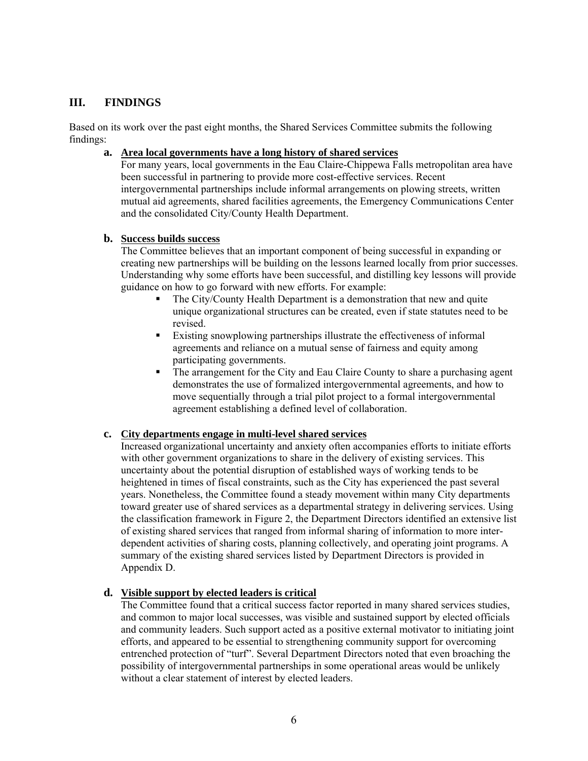## III. FINDINGS

Based on its work over the past eight months, the Shared Services Committee submits the following findings:

**a. Area local governments have a long history of shared services**

For many years, local governments in the Eau Claire-Chippewa Falls metropolitan area have been successful in partnering to provide more cost-effective services. Recent intergovernmental partnerships include informal arrangements on plowing streets, written mutual aid agreements, shared facilities agreements, the Emergency Communications Center and the consolidated City/County Health Department.

**b. Success builds success**

The Committee believes that an important component of being successful in expanding or creating new partnerships will be building on the lessons learned locally from prior successes. Understanding why some efforts have been successful, and distilling key lessons will provide guidance on how to go forward with new efforts. For example:

- The City/County Health Department is a demonstration that new and quite unique organizational structures can be created, even if state statutes need to be revised.
- Existing snowplowing partnerships illustrate the effectiveness of informal agreements and reliance on a mutual sense of fairness and equity among participating governments.
- The arrangement for the City and Eau Claire County to share a purchasing agent demonstrates the use of formalized intergovernmental agreements, and how to move sequentially through a trial pilot project to a formal intergovernmental agreement establishing a defined level of collaboration.

**c. City departments engage in multi-level shared services**

Increased organizational uncertainty and anxiety often accompanies efforts to initiate efforts with other government organizations to share in the delivery of existing services. This uncertainty about the potential disruption of established ways of working tends to be heightened in times of fiscal constraints, such as the City has experienced the past several years. Nonetheless, the Committee found a steady movement within many City departments toward greater use of shared services as a departmental strategy in delivering services. Using the classification framework in Figure 2, the Department Directors identified an extensive list of existing shared services that ranged from informal sharing of information to more inter-dependent activities of sharing costs, planning collectively, and operating joint programs. A summary of the existing shared services listed by Department Directors is provided in Appendix D.

**d. Visible support by elected leaders is critical**

The Committee found that a critical success factor reported in many shared services studies, and common to major local successes, was visible and sustained support by elected officials and community leaders. Such support acted as a positive external motivator to initiating joint efforts, and appeared to be essential to strengthening community support for overcoming entrenched protection of "turf". Several Department Directors noted that even broaching the possibility of intergovernmental partnerships in some operational areas would be unlikely without a clear statement of interest by elected leaders.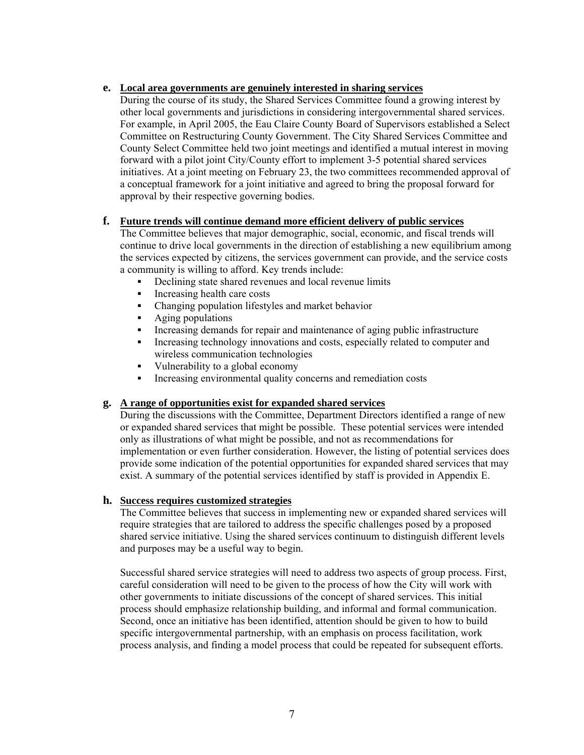**e. Local area governments are genuinely interested in sharing services**

During the course of its study, the Shared Services Committee found a growing interest by other local governments and jurisdictions in considering intergovernmental shared services. For example, in April 2005, the Eau Claire County Board of Supervisors established a Select Committee on Restructuring County Government. The City Shared Services Committee and County Select Committee held two joint meetings and identified a mutual interest in moving forward with a pilot joint City/County effort to implement 3-5 potential shared services initiatives. At a joint meeting on February 23, the two committees recommended approval of a conceptual framework for a joint initiative and agreed to bring the proposal forward for approval by their respective governing bodies.

**f. Future trends will continue demand more efficient delivery of public services**

The Committee believes that major demographic, social, economic, and fiscal trends will continue to drive local governments in the direction of establishing a new equilibrium among the services expected by citizens, the services government can provide, and the service costs a community is willing to afford. Key trends include:

- Declining state shared revenues and local revenue limits
- Increasing health care costs
- Changing population lifestyles and market behavior
- Aging populations
- Increasing demands for repair and maintenance of aging public infrastructure
- Increasing technology innovations and costs, especially related to computer and wireless communication technologies
- Vulnerability to a global economy
- Increasing environmental quality concerns and remediation costs

**g. A range of opportunities exist for expanded shared services**

During the discussions with the Committee, Department Directors identified a range of new or expanded shared services that might be possible. These potential services were intended only as illustrations of what might be possible, and not as recommendations for implementation or even further consideration. However, the listing of potential services does provide some indication of the potential opportunities for expanded shared services that may exist. A summary of the potential services identified by staff is provided in Appendix E.

**h. Success requires customized strategies**

The Committee believes that success in implementing new or expanded shared services will require strategies that are tailored to address the specific challenges posed by a proposed shared service initiative. Using the shared services continuum to distinguish different levels and purposes may be a useful way to begin.

Successful shared service strategies will need to address two aspects of group process. First, careful consideration will need to be given to the process of how the City will work with other governments to initiate discussions of the concept of shared services. This initial process should emphasize relationship building, and informal and formal communication. Second, once an initiative has been identified, attention should be given to how to build specific intergovernmental partnership, with an emphasis on process facilitation, work process analysis, and finding a model process that could be repeated for subsequent efforts.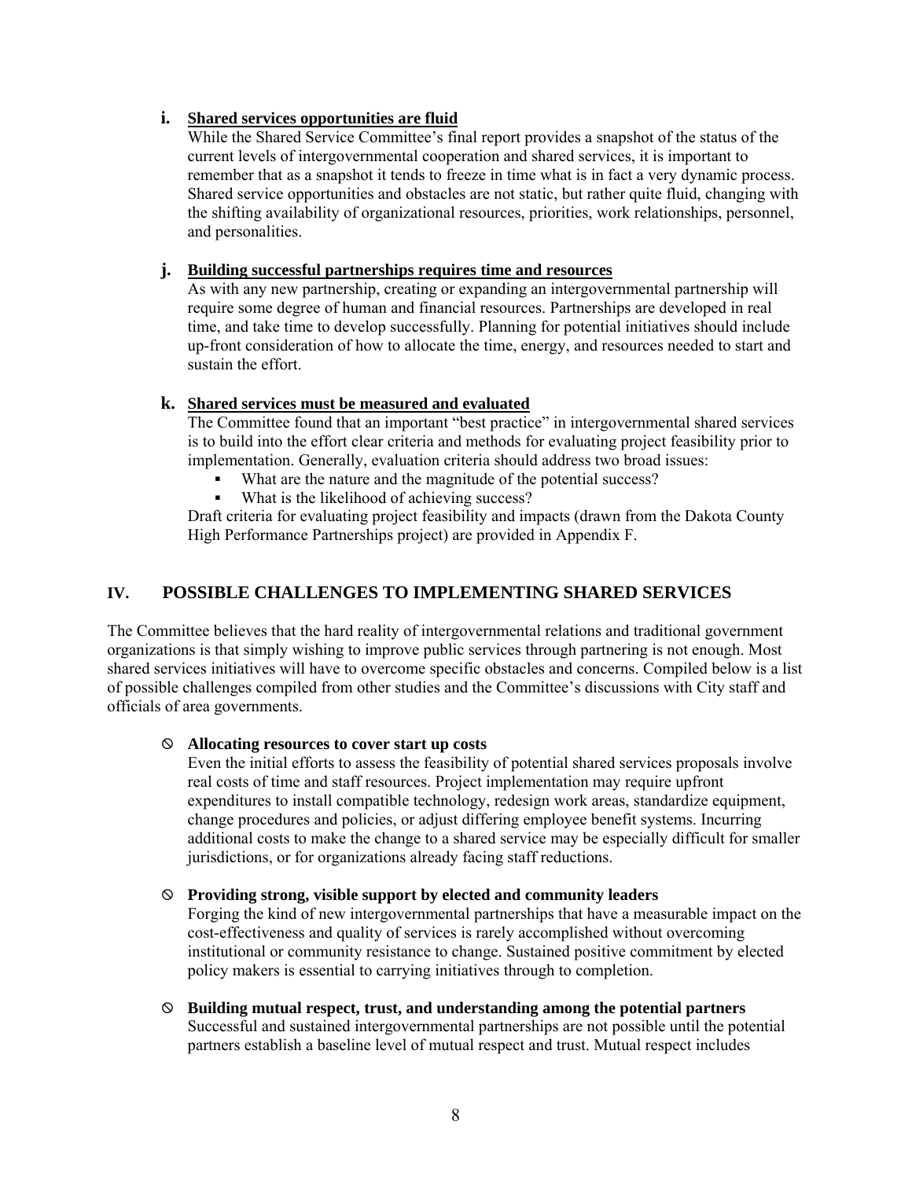**i. Shared services opportunities are fluid**

While the Shared Service Committee's final report provides a snapshot of the status of the current levels of intergovernmental cooperation and shared services, it is important to remember that as a snapshot it tends to freeze in time what is in fact a very dynamic process. Shared service opportunities and obstacles are not static, but rather quite fluid, changing with the shifting availability of organizational resources, priorities, work relationships, personnel, and personalities.

**j. Building successful partnerships requires time and resources**

As with any new partnership, creating or expanding an intergovernmental partnership will require some degree of human and financial resources. Partnerships are developed in real time, and take time to develop successfully. Planning for potential initiatives should include up-front consideration of how to allocate the time, energy, and resources needed to start and sustain the effort.

**k. Shared services must be measured and evaluated**

The Committee found that an important "best practice" in intergovernmental shared services is to build into the effort clear criteria and methods for evaluating project feasibility prior to implementation. Generally, evaluation criteria should address two broad issues:

- What are the nature and the magnitude of the potential success?
- What is the likelihood of achieving success?

Draft criteria for evaluating project feasibility and impacts (drawn from the Dakota County High Performance Partnerships project) are provided in Appendix F.

## IV. POSSIBLE CHALLENGES TO IMPLEMENTING SHARED SERVICES

The Committee believes that the hard reality of intergovernmental relations and traditional government organizations is that simply wishing to improve public services through partnering is not enough. Most shared services initiatives will have to overcome specific obstacles and concerns. Compiled below is a list of possible challenges compiled from other studies and the Committee's discussions with City staff and officials of area governments.

- **Allocating resources to cover start up costs**

  Even the initial efforts to assess the feasibility of potential shared services proposals involve real costs of time and staff resources. Project implementation may require upfront expenditures to install compatible technology, redesign work areas, standardize equipment, change procedures and policies, or adjust differing employee benefit systems. Incurring additional costs to make the change to a shared service may be especially difficult for smaller jurisdictions, or for organizations already facing staff reductions.

- **Providing strong, visible support by elected and community leaders**

  Forging the kind of new intergovernmental partnerships that have a measurable impact on the cost-effectiveness and quality of services is rarely accomplished without overcoming institutional or community resistance to change. Sustained positive commitment by elected policy makers is essential to carrying initiatives through to completion.

- **Building mutual respect, trust, and understanding among the potential partners**

  Successful and sustained intergovernmental partnerships are not possible until the potential partners establish a baseline level of mutual respect and trust. Mutual respect includes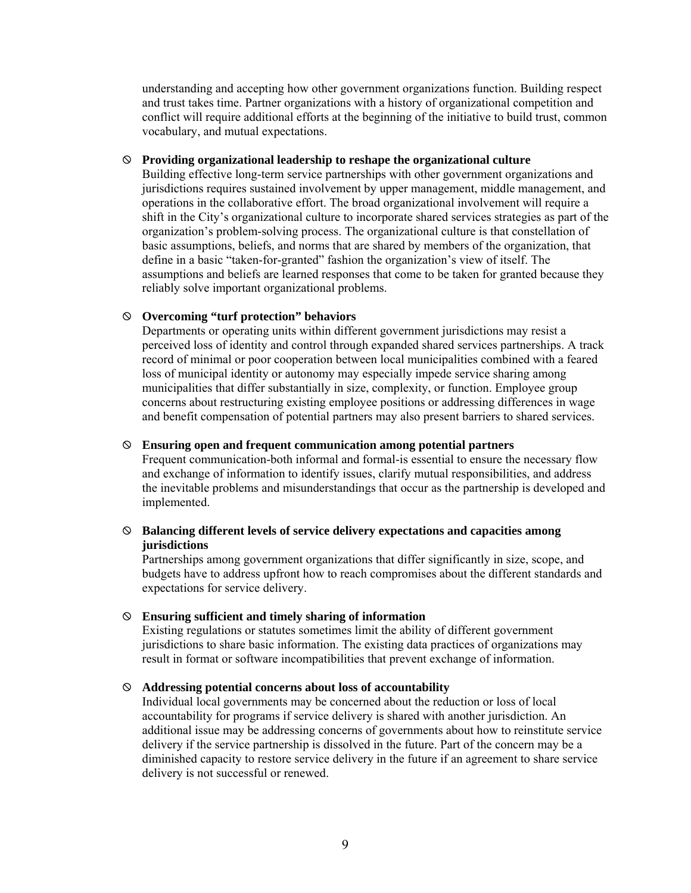understanding and accepting how other government organizations function. Building respect and trust takes time. Partner organizations with a history of organizational competition and conflict will require additional efforts at the beginning of the initiative to build trust, common vocabulary, and mutual expectations.

- **Providing organizational leadership to reshape the organizational culture**
  Building effective long-term service partnerships with other government organizations and jurisdictions requires sustained involvement by upper management, middle management, and operations in the collaborative effort. The broad organizational involvement will require a shift in the City's organizational culture to incorporate shared services strategies as part of the organization's problem-solving process. The organizational culture is that constellation of basic assumptions, beliefs, and norms that are shared by members of the organization, that define in a basic "taken-for-granted" fashion the organization's view of itself. The assumptions and beliefs are learned responses that come to be taken for granted because they reliably solve important organizational problems.

- **Overcoming "turf protection" behaviors**
  Departments or operating units within different government jurisdictions may resist a perceived loss of identity and control through expanded shared services partnerships. A track record of minimal or poor cooperation between local municipalities combined with a feared loss of municipal identity or autonomy may especially impede service sharing among municipalities that differ substantially in size, complexity, or function. Employee group concerns about restructuring existing employee positions or addressing differences in wage and benefit compensation of potential partners may also present barriers to shared services.

- **Ensuring open and frequent communication among potential partners**
  Frequent communication-both informal and formal-is essential to ensure the necessary flow and exchange of information to identify issues, clarify mutual responsibilities, and address the inevitable problems and misunderstandings that occur as the partnership is developed and implemented.

- **Balancing different levels of service delivery expectations and capacities among jurisdictions**
  Partnerships among government organizations that differ significantly in size, scope, and budgets have to address upfront how to reach compromises about the different standards and expectations for service delivery.

- **Ensuring sufficient and timely sharing of information**
  Existing regulations or statutes sometimes limit the ability of different government jurisdictions to share basic information. The existing data practices of organizations may result in format or software incompatibilities that prevent exchange of information.

- **Addressing potential concerns about loss of accountability**
  Individual local governments may be concerned about the reduction or loss of local accountability for programs if service delivery is shared with another jurisdiction. An additional issue may be addressing concerns of governments about how to reinstitute service delivery if the service partnership is dissolved in the future. Part of the concern may be a diminished capacity to restore service delivery in the future if an agreement to share service delivery is not successful or renewed.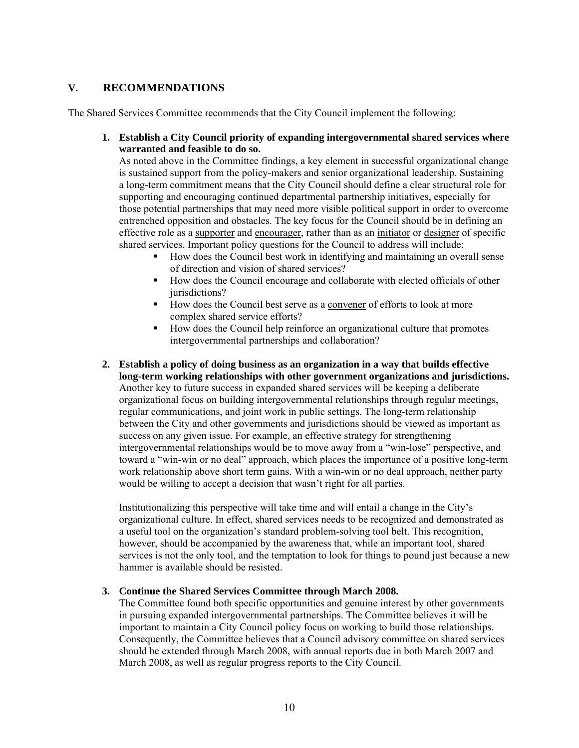## V. RECOMMENDATIONS

The Shared Services Committee recommends that the City Council implement the following:

1. **Establish a City Council priority of expanding intergovernmental shared services where warranted and feasible to do so.**
   As noted above in the Committee findings, a key element in successful organizational change is sustained support from the policy-makers and senior organizational leadership. Sustaining a long-term commitment means that the City Council should define a clear structural role for supporting and encouraging continued departmental partnership initiatives, especially for those potential partnerships that may need more visible political support in order to overcome entrenched opposition and obstacles. The key focus for the Council should be in defining an effective role as a <u>supporter</u> and <u>encourager</u>, rather than as an <u>initiator</u> or <u>designer</u> of specific shared services. Important policy questions for the Council to address will include:
   - How does the Council best work in identifying and maintaining an overall sense of direction and vision of shared services?
   - How does the Council encourage and collaborate with elected officials of other jurisdictions?
   - How does the Council best serve as a <u>convener</u> of efforts to look at more complex shared service efforts?
   - How does the Council help reinforce an organizational culture that promotes intergovernmental partnerships and collaboration?

2. **Establish a policy of doing business as an organization in a way that builds effective long-term working relationships with other government organizations and jurisdictions.**
   Another key to future success in expanded shared services will be keeping a deliberate organizational focus on building intergovernmental relationships through regular meetings, regular communications, and joint work in public settings. The long-term relationship between the City and other governments and jurisdictions should be viewed as important as success on any given issue. For example, an effective strategy for strengthening intergovernmental relationships would be to move away from a "win-lose" perspective, and toward a "win-win or no deal" approach, which places the importance of a positive long-term work relationship above short term gains. With a win-win or no deal approach, neither party would be willing to accept a decision that wasn't right for all parties.

   Institutionalizing this perspective will take time and will entail a change in the City's organizational culture. In effect, shared services needs to be recognized and demonstrated as a useful tool on the organization's standard problem-solving tool belt. This recognition, however, should be accompanied by the awareness that, while an important tool, shared services is not the only tool, and the temptation to look for things to pound just because a new hammer is available should be resisted.

3. **Continue the Shared Services Committee through March 2008.**
   The Committee found both specific opportunities and genuine interest by other governments in pursuing expanded intergovernmental partnerships. The Committee believes it will be important to maintain a City Council policy focus on working to build those relationships. Consequently, the Committee believes that a Council advisory committee on shared services should be extended through March 2008, with annual reports due in both March 2007 and March 2008, as well as regular progress reports to the City Council.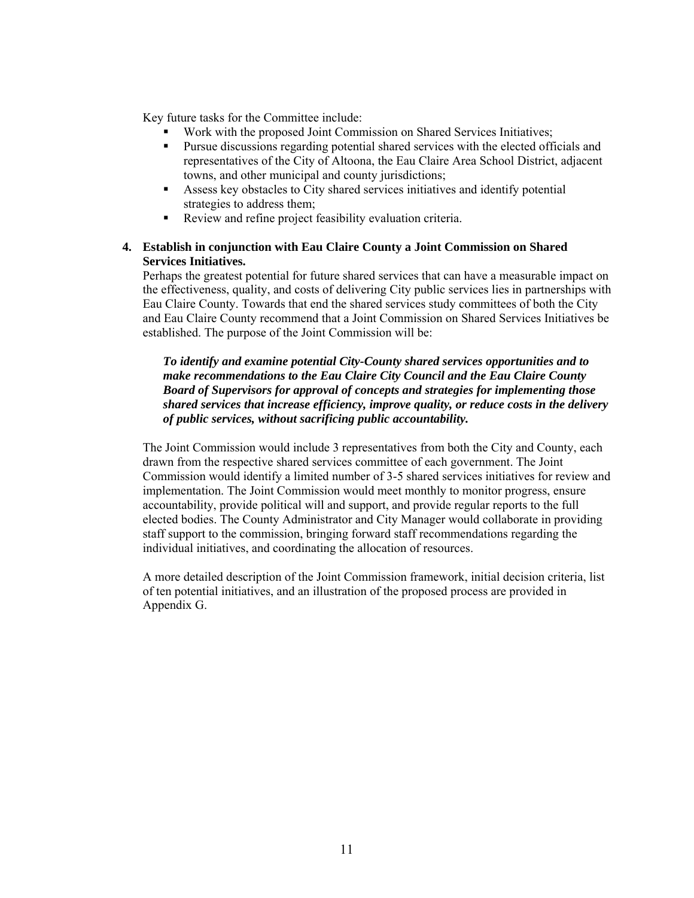Key future tasks for the Committee include:

- Work with the proposed Joint Commission on Shared Services Initiatives;
- Pursue discussions regarding potential shared services with the elected officials and representatives of the City of Altoona, the Eau Claire Area School District, adjacent towns, and other municipal and county jurisdictions;
- Assess key obstacles to City shared services initiatives and identify potential strategies to address them;
- Review and refine project feasibility evaluation criteria.

**4. Establish in conjunction with Eau Claire County a Joint Commission on Shared Services Initiatives.**

Perhaps the greatest potential for future shared services that can have a measurable impact on the effectiveness, quality, and costs of delivering City public services lies in partnerships with Eau Claire County. Towards that end the shared services study committees of both the City and Eau Claire County recommend that a Joint Commission on Shared Services Initiatives be established. The purpose of the Joint Commission will be:

***To identify and examine potential City-County shared services opportunities and to make recommendations to the Eau Claire City Council and the Eau Claire County Board of Supervisors for approval of concepts and strategies for implementing those shared services that increase efficiency, improve quality, or reduce costs in the delivery of public services, without sacrificing public accountability.***

The Joint Commission would include 3 representatives from both the City and County, each drawn from the respective shared services committee of each government. The Joint Commission would identify a limited number of 3-5 shared services initiatives for review and implementation. The Joint Commission would meet monthly to monitor progress, ensure accountability, provide political will and support, and provide regular reports to the full elected bodies. The County Administrator and City Manager would collaborate in providing staff support to the commission, bringing forward staff recommendations regarding the individual initiatives, and coordinating the allocation of resources.

A more detailed description of the Joint Commission framework, initial decision criteria, list of ten potential initiatives, and an illustration of the proposed process are provided in Appendix G.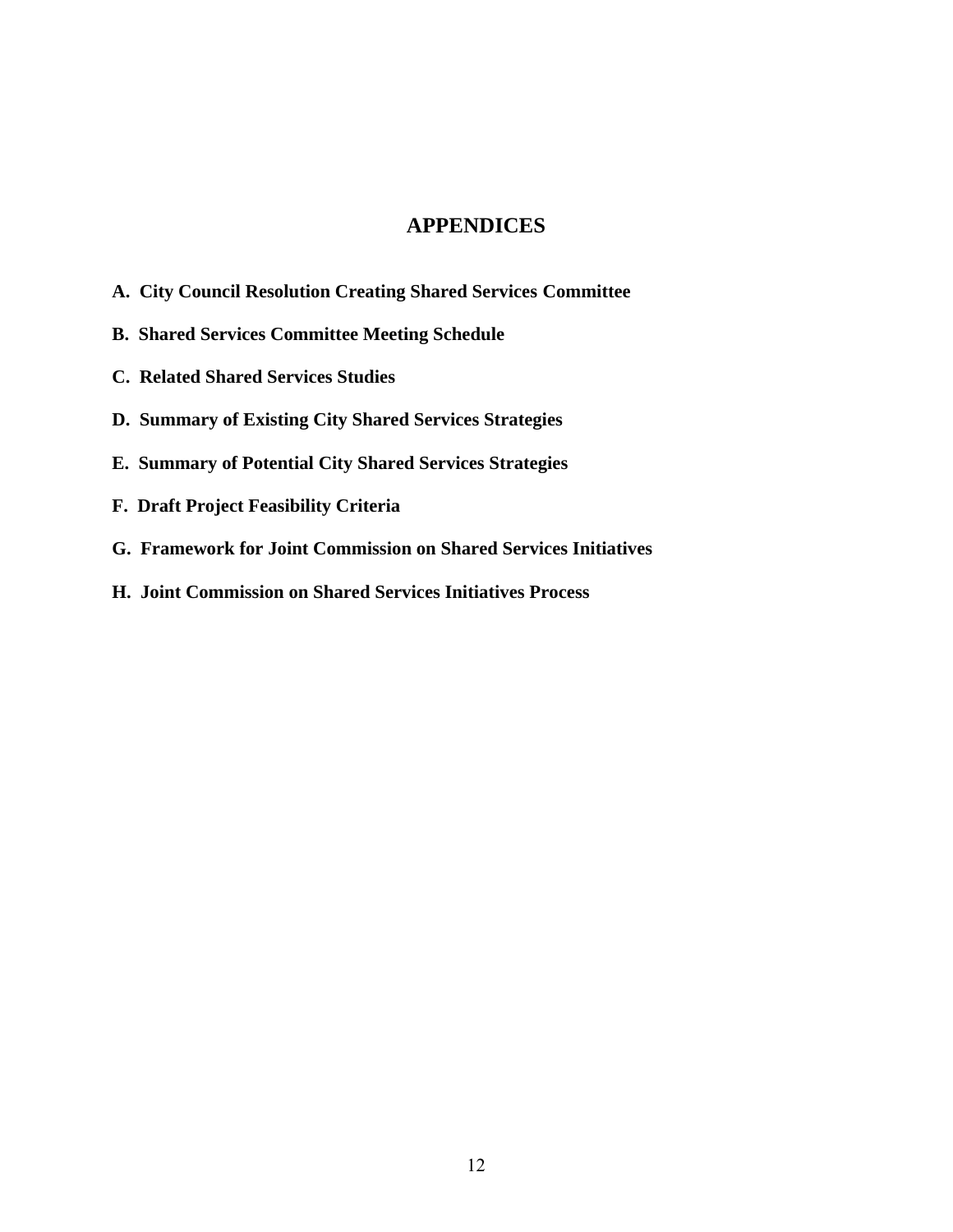# APPENDICES

**A. City Council Resolution Creating Shared Services Committee**

**B. Shared Services Committee Meeting Schedule**

**C. Related Shared Services Studies**

**D. Summary of Existing City Shared Services Strategies**

**E. Summary of Potential City Shared Services Strategies**

**F. Draft Project Feasibility Criteria**

**G. Framework for Joint Commission on Shared Services Initiatives**

**H. Joint Commission on Shared Services Initiatives Process**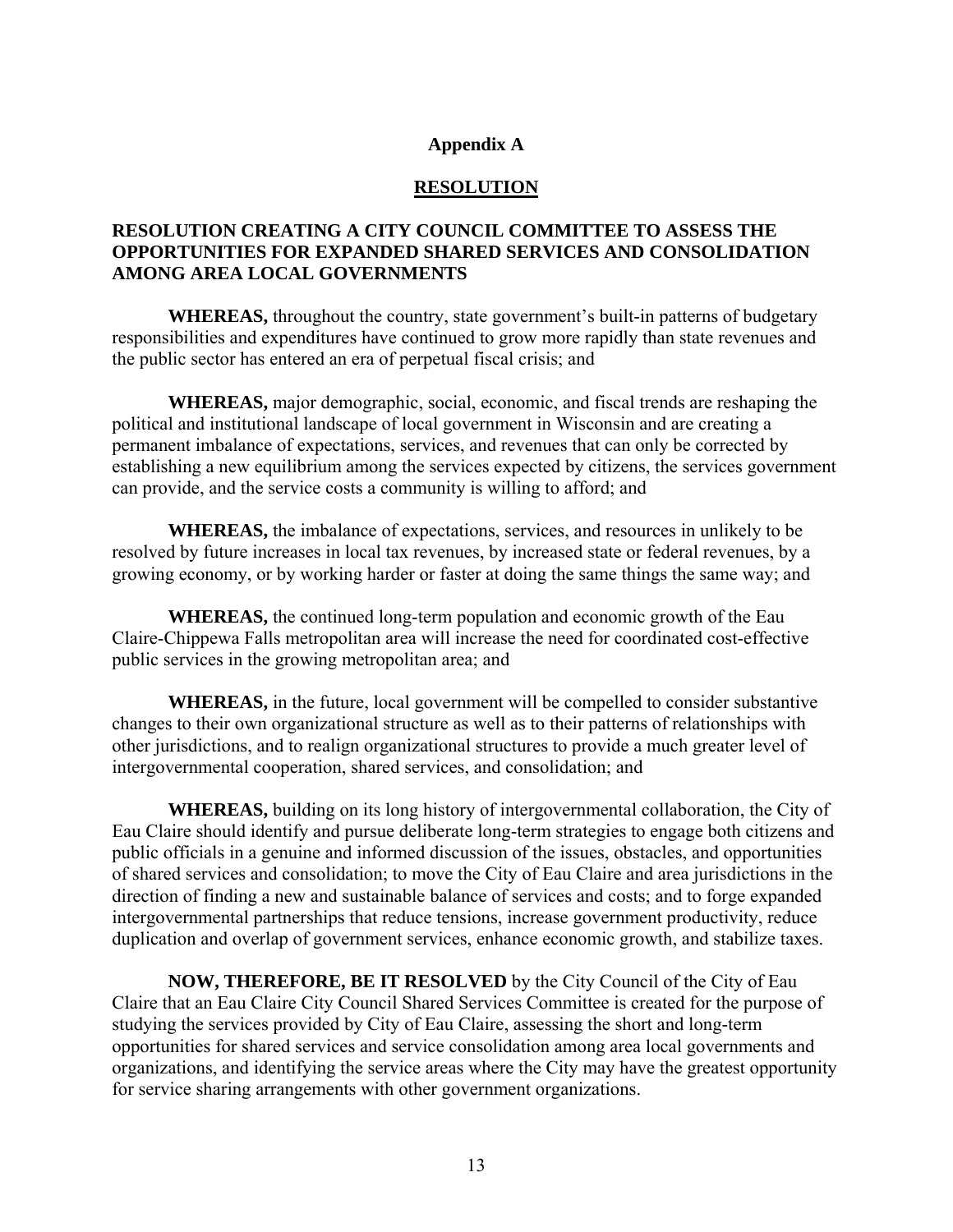## Appendix A

## RESOLUTION

### RESOLUTION CREATING A CITY COUNCIL COMMITTEE TO ASSESS THE OPPORTUNITIES FOR EXPANDED SHARED SERVICES AND CONSOLIDATION AMONG AREA LOCAL GOVERNMENTS

**WHEREAS,** throughout the country, state government's built-in patterns of budgetary responsibilities and expenditures have continued to grow more rapidly than state revenues and the public sector has entered an era of perpetual fiscal crisis; and

**WHEREAS,** major demographic, social, economic, and fiscal trends are reshaping the political and institutional landscape of local government in Wisconsin and are creating a permanent imbalance of expectations, services, and revenues that can only be corrected by establishing a new equilibrium among the services expected by citizens, the services government can provide, and the service costs a community is willing to afford; and

**WHEREAS,** the imbalance of expectations, services, and resources in unlikely to be resolved by future increases in local tax revenues, by increased state or federal revenues, by a growing economy, or by working harder or faster at doing the same things the same way; and

**WHEREAS,** the continued long-term population and economic growth of the Eau Claire-Chippewa Falls metropolitan area will increase the need for coordinated cost-effective public services in the growing metropolitan area; and

**WHEREAS,** in the future, local government will be compelled to consider substantive changes to their own organizational structure as well as to their patterns of relationships with other jurisdictions, and to realign organizational structures to provide a much greater level of intergovernmental cooperation, shared services, and consolidation; and

**WHEREAS,** building on its long history of intergovernmental collaboration, the City of Eau Claire should identify and pursue deliberate long-term strategies to engage both citizens and public officials in a genuine and informed discussion of the issues, obstacles, and opportunities of shared services and consolidation; to move the City of Eau Claire and area jurisdictions in the direction of finding a new and sustainable balance of services and costs; and to forge expanded intergovernmental partnerships that reduce tensions, increase government productivity, reduce duplication and overlap of government services, enhance economic growth, and stabilize taxes.

**NOW, THEREFORE, BE IT RESOLVED** by the City Council of the City of Eau Claire that an Eau Claire City Council Shared Services Committee is created for the purpose of studying the services provided by City of Eau Claire, assessing the short and long-term opportunities for shared services and service consolidation among area local governments and organizations, and identifying the service areas where the City may have the greatest opportunity for service sharing arrangements with other government organizations.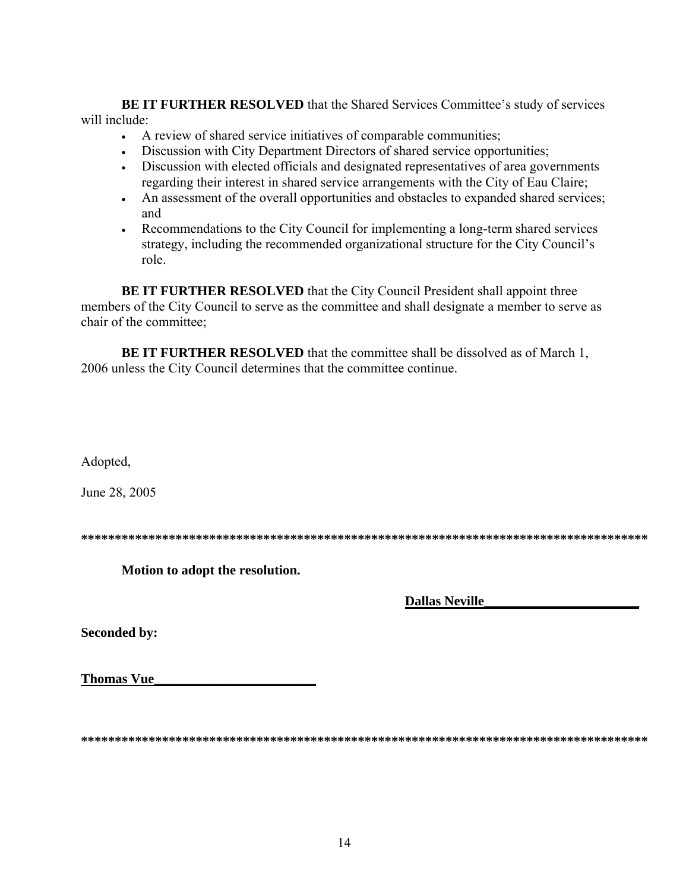**BE IT FURTHER RESOLVED** that the Shared Services Committee's study of services will include:

- A review of shared service initiatives of comparable communities;
- Discussion with City Department Directors of shared service opportunities;
- Discussion with elected officials and designated representatives of area governments regarding their interest in shared service arrangements with the City of Eau Claire;
- An assessment of the overall opportunities and obstacles to expanded shared services; and
- Recommendations to the City Council for implementing a long-term shared services strategy, including the recommended organizational structure for the City Council's role.

**BE IT FURTHER RESOLVED** that the City Council President shall appoint three members of the City Council to serve as the committee and shall designate a member to serve as chair of the committee;

**BE IT FURTHER RESOLVED** that the committee shall be dissolved as of March 1, 2006 unless the City Council determines that the committee continue.

Adopted,

June 28, 2005

**************************************************************************************

**Motion to adopt the resolution.**

**Dallas Neville______________________**

**Seconded by:**

**Thomas Vue________________________**

**************************************************************************************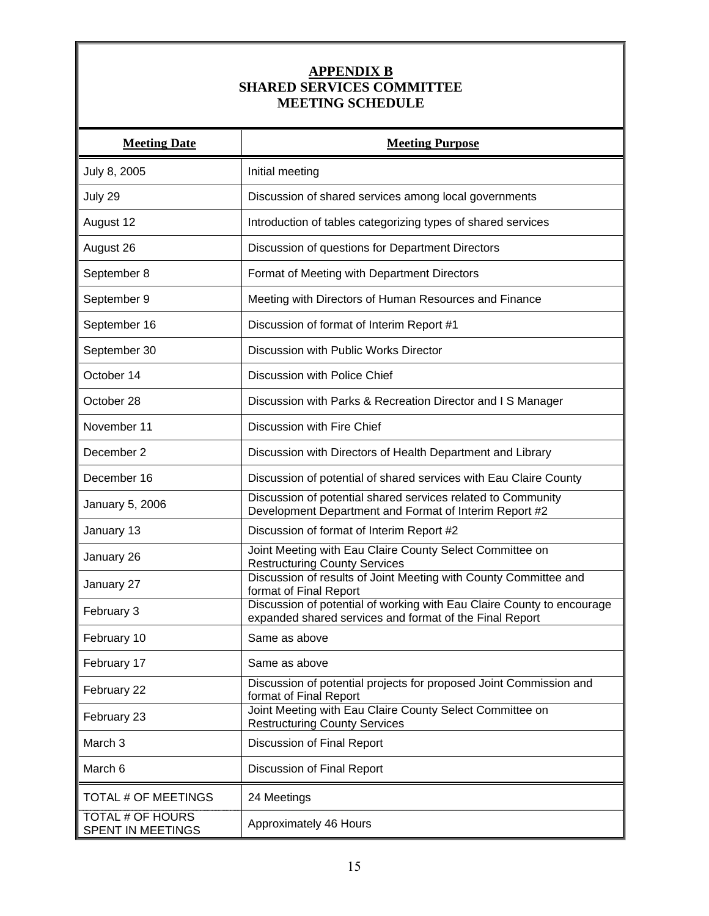# APPENDIX B
## SHARED SERVICES COMMITTEE
## MEETING SCHEDULE

| **Meeting Date** | **Meeting Purpose** |
|---|---|
| July 8, 2005 | Initial meeting |
| July 29 | Discussion of shared services among local governments |
| August 12 | Introduction of tables categorizing types of shared services |
| August 26 | Discussion of questions for Department Directors |
| September 8 | Format of Meeting with Department Directors |
| September 9 | Meeting with Directors of Human Resources and Finance |
| September 16 | Discussion of format of Interim Report #1 |
| September 30 | Discussion with Public Works Director |
| October 14 | Discussion with Police Chief |
| October 28 | Discussion with Parks & Recreation Director and I S Manager |
| November 11 | Discussion with Fire Chief |
| December 2 | Discussion with Directors of Health Department and Library |
| December 16 | Discussion of potential of shared services with Eau Claire County |
| January 5, 2006 | Discussion of potential shared services related to Community Development Department and Format of Interim Report #2 |
| January 13 | Discussion of format of Interim Report #2 |
| January 26 | Joint Meeting with Eau Claire County Select Committee on Restructuring County Services |
| January 27 | Discussion of results of Joint Meeting with County Committee and format of Final Report |
| February 3 | Discussion of potential of working with Eau Claire County to encourage expanded shared services and format of the Final Report |
| February 10 | Same as above |
| February 17 | Same as above |
| February 22 | Discussion of potential projects for proposed Joint Commission and format of Final Report |
| February 23 | Joint Meeting with Eau Claire County Select Committee on Restructuring County Services |
| March 3 | Discussion of Final Report |
| March 6 | Discussion of Final Report |
| TOTAL # OF MEETINGS | 24 Meetings |
| TOTAL # OF HOURS SPENT IN MEETINGS | Approximately 46 Hours |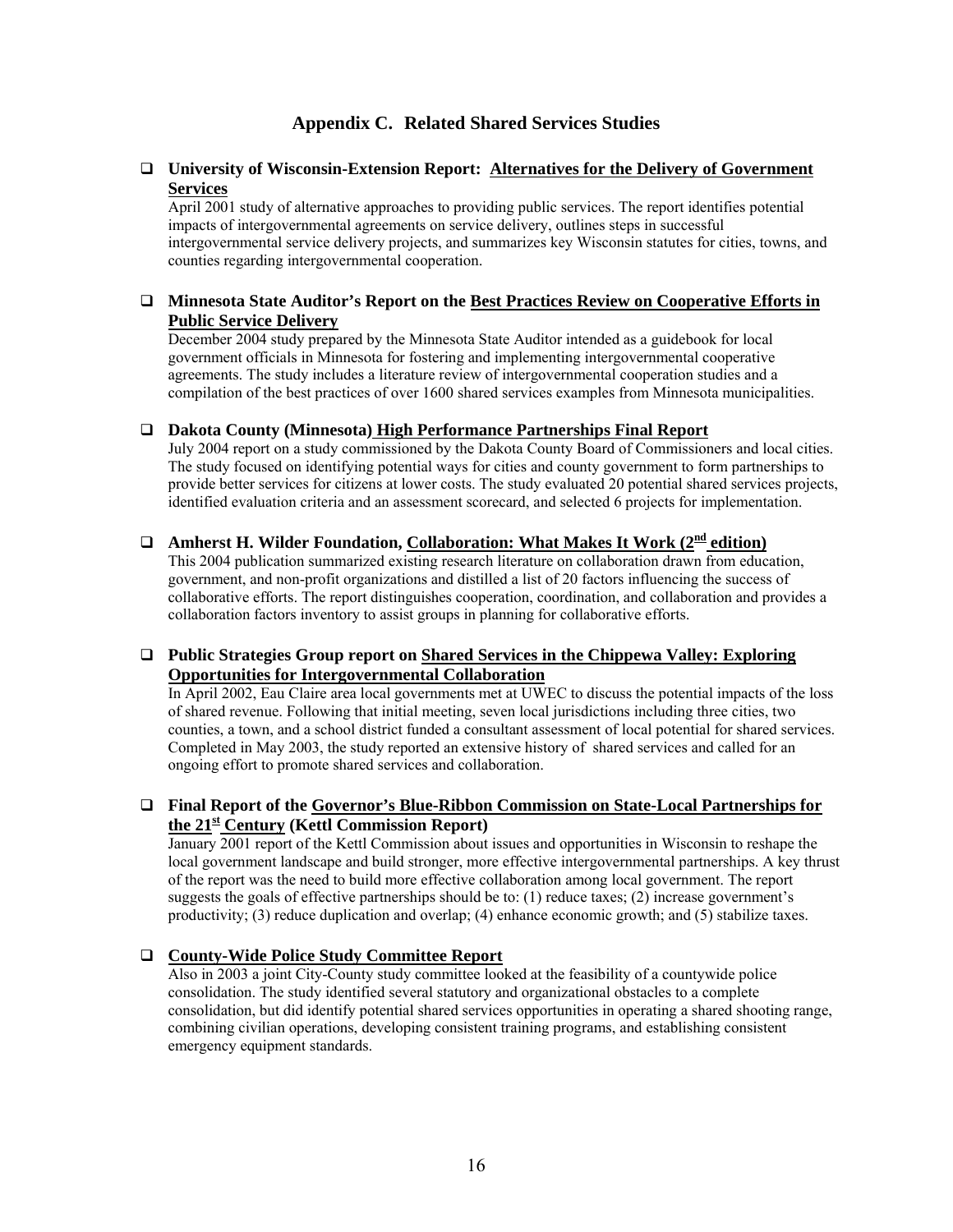## Appendix C. Related Shared Services Studies

- **University of Wisconsin-Extension Report: Alternatives for the Delivery of Government Services**
  April 2001 study of alternative approaches to providing public services. The report identifies potential impacts of intergovernmental agreements on service delivery, outlines steps in successful intergovernmental service delivery projects, and summarizes key Wisconsin statutes for cities, towns, and counties regarding intergovernmental cooperation.

- **Minnesota State Auditor's Report on the Best Practices Review on Cooperative Efforts in Public Service Delivery**
  December 2004 study prepared by the Minnesota State Auditor intended as a guidebook for local government officials in Minnesota for fostering and implementing intergovernmental cooperative agreements. The study includes a literature review of intergovernmental cooperation studies and a compilation of the best practices of over 1600 shared services examples from Minnesota municipalities.

- **Dakota County (Minnesota) High Performance Partnerships Final Report**
  July 2004 report on a study commissioned by the Dakota County Board of Commissioners and local cities. The study focused on identifying potential ways for cities and county government to form partnerships to provide better services for citizens at lower costs. The study evaluated 20 potential shared services projects, identified evaluation criteria and an assessment scorecard, and selected 6 projects for implementation.

- **Amherst H. Wilder Foundation, Collaboration: What Makes It Work (2nd edition)**
  This 2004 publication summarized existing research literature on collaboration drawn from education, government, and non-profit organizations and distilled a list of 20 factors influencing the success of collaborative efforts. The report distinguishes cooperation, coordination, and collaboration and provides a collaboration factors inventory to assist groups in planning for collaborative efforts.

- **Public Strategies Group report on Shared Services in the Chippewa Valley: Exploring Opportunities for Intergovernmental Collaboration**
  In April 2002, Eau Claire area local governments met at UWEC to discuss the potential impacts of the loss of shared revenue. Following that initial meeting, seven local jurisdictions including three cities, two counties, a town, and a school district funded a consultant assessment of local potential for shared services. Completed in May 2003, the study reported an extensive history of shared services and called for an ongoing effort to promote shared services and collaboration.

- **Final Report of the Governor's Blue-Ribbon Commission on State-Local Partnerships for the 21st Century (Kettl Commission Report)**
  January 2001 report of the Kettl Commission about issues and opportunities in Wisconsin to reshape the local government landscape and build stronger, more effective intergovernmental partnerships. A key thrust of the report was the need to build more effective collaboration among local government. The report suggests the goals of effective partnerships should be to: (1) reduce taxes; (2) increase government's productivity; (3) reduce duplication and overlap; (4) enhance economic growth; and (5) stabilize taxes.

- **County-Wide Police Study Committee Report**
  Also in 2003 a joint City-County study committee looked at the feasibility of a countywide police consolidation. The study identified several statutory and organizational obstacles to a complete consolidation, but did identify potential shared services opportunities in operating a shared shooting range, combining civilian operations, developing consistent training programs, and establishing consistent emergency equipment standards.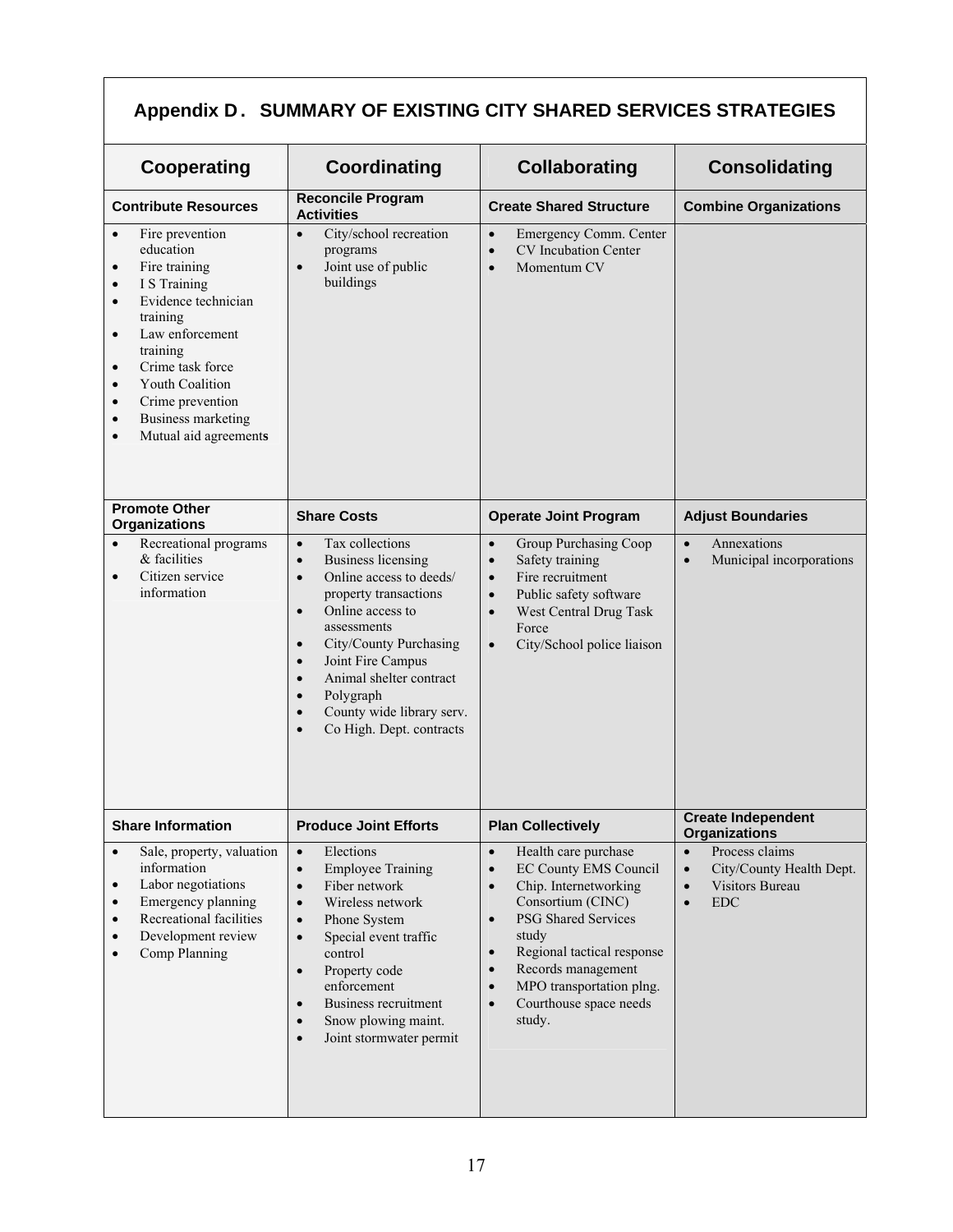# Appendix D. SUMMARY OF EXISTING CITY SHARED SERVICES STRATEGIES

| Cooperating | Coordinating | Collaborating | Consolidating |
|---|---|---|---|
| **Contribute Resources** | **Reconcile Program Activities** | **Create Shared Structure** | **Combine Organizations** |
| • Fire prevention education<br>• Fire training<br>• I S Training<br>• Evidence technician training<br>• Law enforcement training<br>• Crime task force<br>• Youth Coalition<br>• Crime prevention<br>• Business marketing<br>• Mutual aid agreements | • City/school recreation programs<br>• Joint use of public buildings | • Emergency Comm. Center<br>• CV Incubation Center<br>• Momentum CV | |
| **Promote Other Organizations** | **Share Costs** | **Operate Joint Program** | **Adjust Boundaries** |
| • Recreational programs & facilities<br>• Citizen service information | • Tax collections<br>• Business licensing<br>• Online access to deeds/ property transactions<br>• Online access to assessments<br>• City/County Purchasing<br>• Joint Fire Campus<br>• Animal shelter contract<br>• Polygraph<br>• County wide library serv.<br>• Co High. Dept. contracts | • Group Purchasing Coop<br>• Safety training<br>• Fire recruitment<br>• Public safety software<br>• West Central Drug Task Force<br>• City/School police liaison | • Annexations<br>• Municipal incorporations |
| **Share Information** | **Produce Joint Efforts** | **Plan Collectively** | **Create Independent Organizations** |
| • Sale, property, valuation information<br>• Labor negotiations<br>• Emergency planning<br>• Recreational facilities<br>• Development review<br>• Comp Planning | • Elections<br>• Employee Training<br>• Fiber network<br>• Wireless network<br>• Phone System<br>• Special event traffic control<br>• Property code enforcement<br>• Business recruitment<br>• Snow plowing maint.<br>• Joint stormwater permit | • Health care purchase<br>• EC County EMS Council<br>• Chip. Internetworking Consortium (CINC)<br>• PSG Shared Services study<br>• Regional tactical response<br>• Records management<br>• MPO transportation plng.<br>• Courthouse space needs study. | • Process claims<br>• City/County Health Dept.<br>• Visitors Bureau<br>• EDC |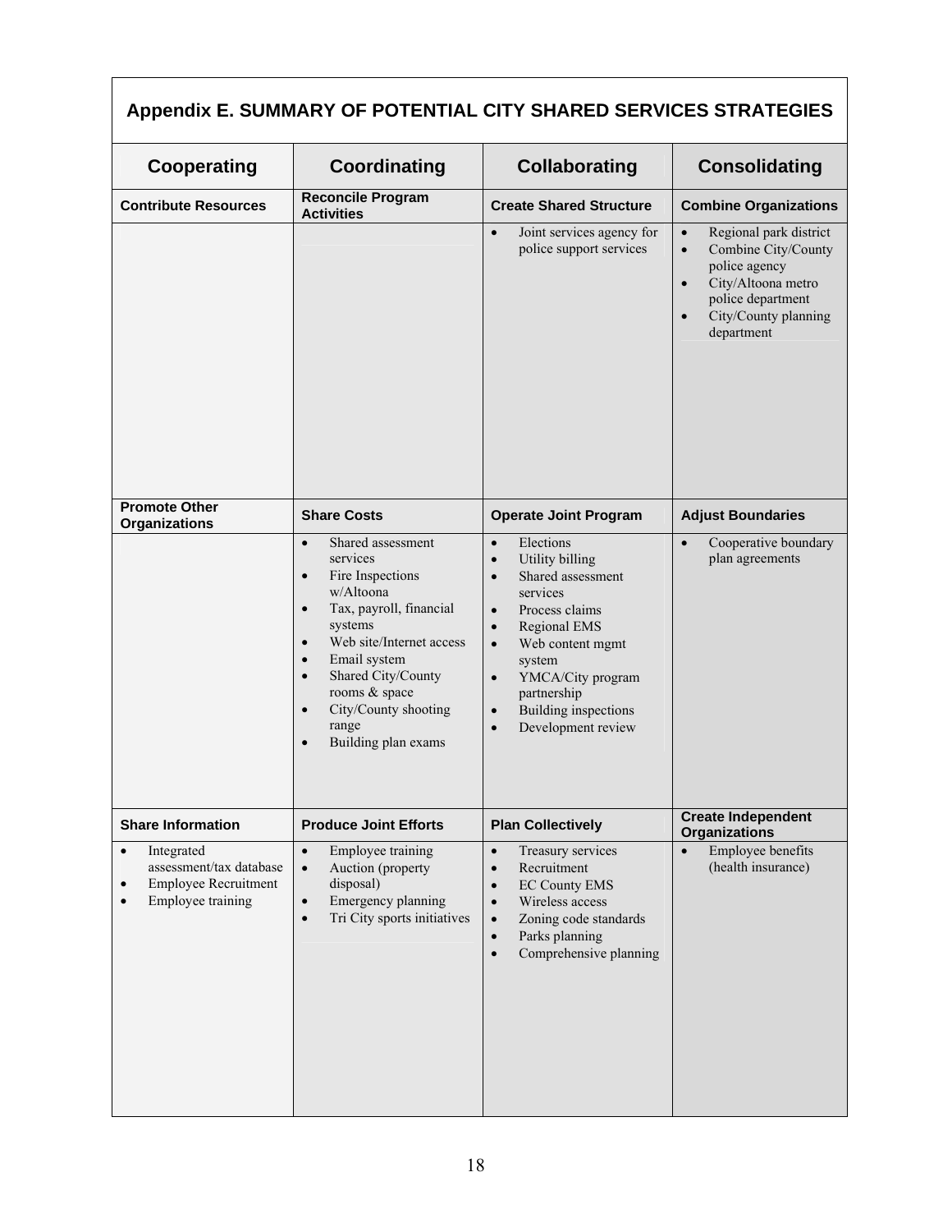## Appendix E. SUMMARY OF POTENTIAL CITY SHARED SERVICES STRATEGIES

| Cooperating | Coordinating | Collaborating | Consolidating |
|---|---|---|---|
| **Contribute Resources** | **Reconcile Program Activities** | **Create Shared Structure** | **Combine Organizations** |
| | | • Joint services agency for police support services | • Regional park district<br>• Combine City/County police agency<br>• City/Altoona metro police department<br>• City/County planning department |
| **Promote Other Organizations** | **Share Costs** | **Operate Joint Program** | **Adjust Boundaries** |
| | • Shared assessment services<br>• Fire Inspections w/Altoona<br>• Tax, payroll, financial systems<br>• Web site/Internet access<br>• Email system<br>• Shared City/County rooms & space<br>• City/County shooting range<br>• Building plan exams | • Elections<br>• Utility billing<br>• Shared assessment services<br>• Process claims<br>• Regional EMS<br>• Web content mgmt system<br>• YMCA/City program partnership<br>• Building inspections<br>• Development review | • Cooperative boundary plan agreements |
| **Share Information** | **Produce Joint Efforts** | **Plan Collectively** | **Create Independent Organizations** |
| • Integrated assessment/tax database<br>• Employee Recruitment<br>• Employee training | • Employee training<br>• Auction (property disposal)<br>• Emergency planning<br>• Tri City sports initiatives | • Treasury services<br>• Recruitment<br>• EC County EMS<br>• Wireless access<br>• Zoning code standards<br>• Parks planning<br>• Comprehensive planning | • Employee benefits (health insurance) |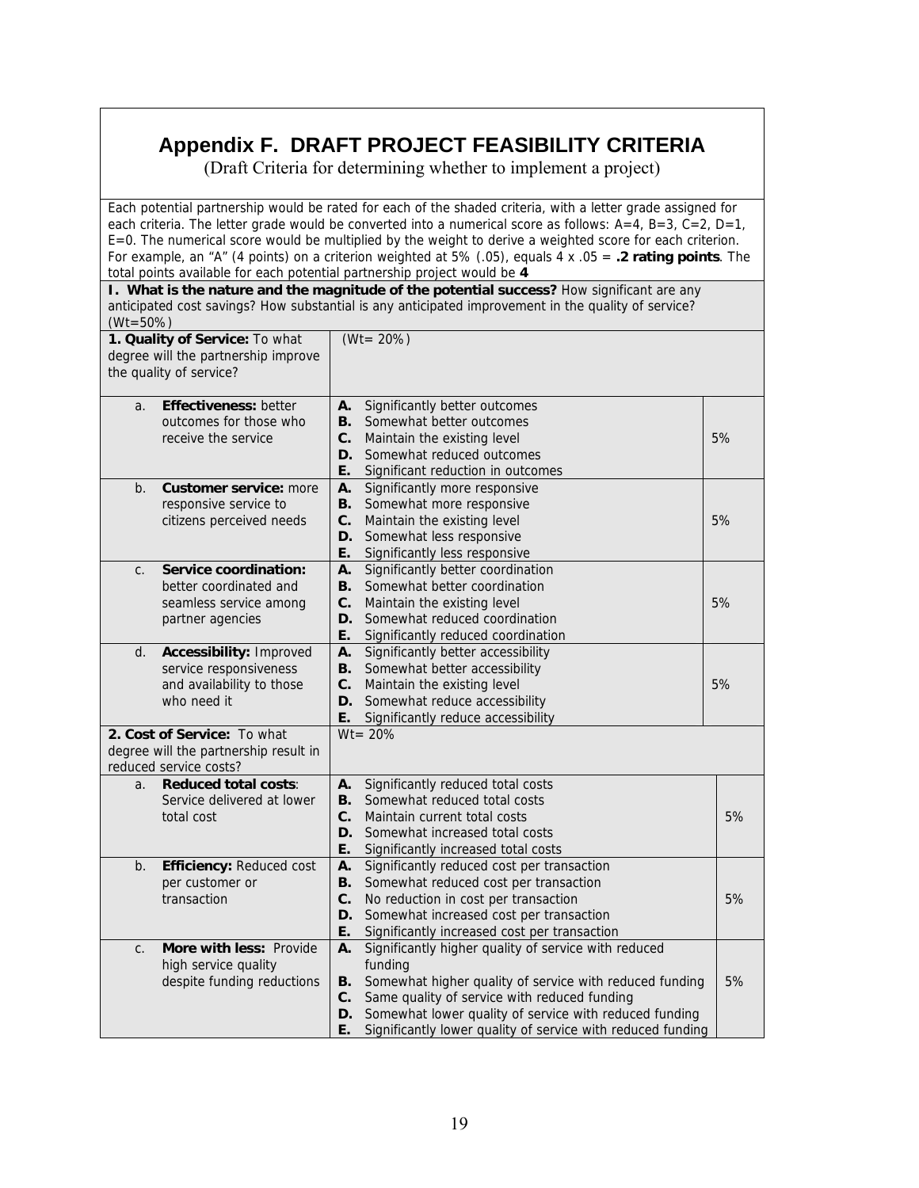# Appendix F. DRAFT PROJECT FEASIBILITY CRITERIA

(Draft Criteria for determining whether to implement a project)

Each potential partnership would be rated for each of the shaded criteria, with a letter grade assigned for each criteria. The letter grade would be converted into a numerical score as follows: A=4, B=3, C=2, D=1, E=0. The numerical score would be multiplied by the weight to derive a weighted score for each criterion. For example, an "A" (4 points) on a criterion weighted at 5% (.05), equals 4 x .05 = **.2 rating points**. The total points available for each potential partnership project would be **4**

**I. What is the nature and the magnitude of the potential success?** How significant are any anticipated cost savings? How substantial is any anticipated improvement in the quality of service? (Wt=50%)

| Criterion | Rating | Weight |
|---|---|---|
| **1. Quality of Service:** To what degree will the partnership improve the quality of service? | (Wt= 20%) | |
| a. **Effectiveness:** better outcomes for those who receive the service | **A.** Significantly better outcomes<br>**B.** Somewhat better outcomes<br>**C.** Maintain the existing level<br>**D.** Somewhat reduced outcomes<br>**E.** Significant reduction in outcomes | 5% |
| b. **Customer service:** more responsive service to citizens perceived needs | **A.** Significantly more responsive<br>**B.** Somewhat more responsive<br>**C.** Maintain the existing level<br>**D.** Somewhat less responsive<br>**E.** Significantly less responsive | 5% |
| c. **Service coordination:** better coordinated and seamless service among partner agencies | **A.** Significantly better coordination<br>**B.** Somewhat better coordination<br>**C.** Maintain the existing level<br>**D.** Somewhat reduced coordination<br>**E.** Significantly reduced coordination | 5% |
| d. **Accessibility:** Improved service responsiveness and availability to those who need it | **A.** Significantly better accessibility<br>**B.** Somewhat better accessibility<br>**C.** Maintain the existing level<br>**D.** Somewhat reduce accessibility<br>**E.** Significantly reduce accessibility | 5% |
| **2. Cost of Service:** To what degree will the partnership result in reduced service costs? | Wt= 20% | |
| a. **Reduced total costs**: Service delivered at lower total cost | **A.** Significantly reduced total costs<br>**B.** Somewhat reduced total costs<br>**C.** Maintain current total costs<br>**D.** Somewhat increased total costs<br>**E.** Significantly increased total costs | 5% |
| b. **Efficiency:** Reduced cost per customer or transaction | **A.** Significantly reduced cost per transaction<br>**B.** Somewhat reduced cost per transaction<br>**C.** No reduction in cost per transaction<br>**D.** Somewhat increased cost per transaction<br>**E.** Significantly increased cost per transaction | 5% |
| c. **More with less:** Provide high service quality despite funding reductions | **A.** Significantly higher quality of service with reduced funding<br>**B.** Somewhat higher quality of service with reduced funding<br>**C.** Same quality of service with reduced funding<br>**D.** Somewhat lower quality of service with reduced funding<br>**E.** Significantly lower quality of service with reduced funding | 5% |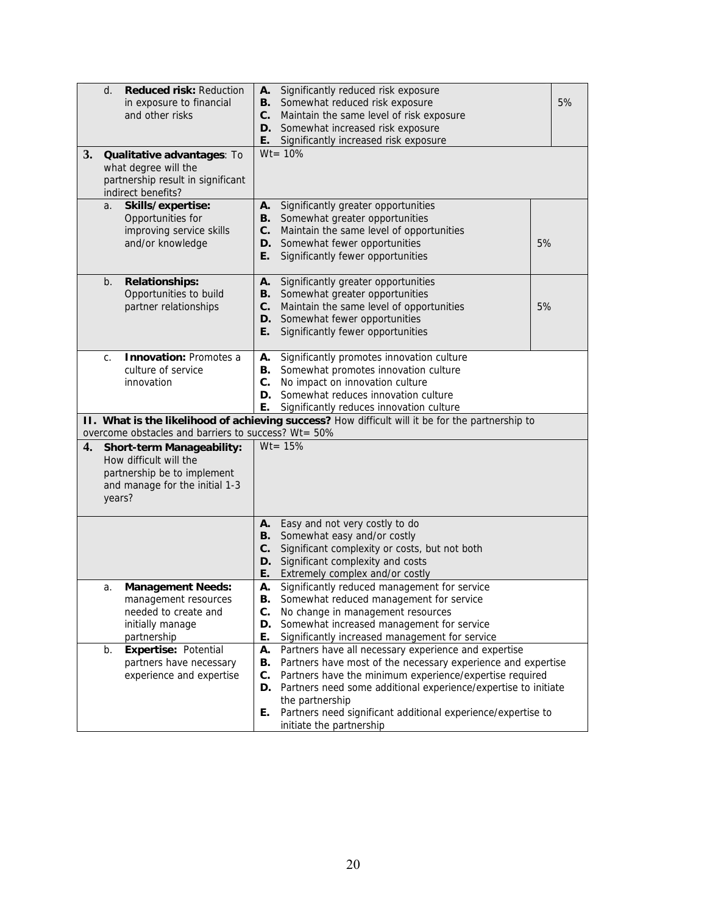| Criteria | Rating Scale | Weight |
|---|---|---|
| d. **Reduced risk:** Reduction in exposure to financial and other risks | **A.** Significantly reduced risk exposure<br>**B.** Somewhat reduced risk exposure<br>**C.** Maintain the same level of risk exposure<br>**D.** Somewhat increased risk exposure<br>**E.** Significantly increased risk exposure | 5% |
| **3. Qualitative advantages**: To what degree will the partnership result in significant indirect benefits? | Wt= 10% | |
| a. **Skills/expertise:** Opportunities for improving service skills and/or knowledge | **A.** Significantly greater opportunities<br>**B.** Somewhat greater opportunities<br>**C.** Maintain the same level of opportunities<br>**D.** Somewhat fewer opportunities<br>**E.** Significantly fewer opportunities | 5% |
| b. **Relationships:** Opportunities to build partner relationships | **A.** Significantly greater opportunities<br>**B.** Somewhat greater opportunities<br>**C.** Maintain the same level of opportunities<br>**D.** Somewhat fewer opportunities<br>**E.** Significantly fewer opportunities | 5% |
| c. **Innovation:** Promotes a culture of service innovation | **A.** Significantly promotes innovation culture<br>**B.** Somewhat promotes innovation culture<br>**C.** No impact on innovation culture<br>**D.** Somewhat reduces innovation culture<br>**E.** Significantly reduces innovation culture | |
| **II. What is the likelihood of achieving success?** How difficult will it be for the partnership to overcome obstacles and barriers to success? Wt= 50% | | |
| **4. Short-term Manageability:** How difficult will the partnership be to implement and manage for the initial 1-3 years? | Wt= 15% | |
| | **A.** Easy and not very costly to do<br>**B.** Somewhat easy and/or costly<br>**C.** Significant complexity or costs, but not both<br>**D.** Significant complexity and costs<br>**E.** Extremely complex and/or costly | |
| a. **Management Needs:** management resources needed to create and initially manage partnership | **A.** Significantly reduced management for service<br>**B.** Somewhat reduced management for service<br>**C.** No change in management resources<br>**D.** Somewhat increased management for service<br>**E.** Significantly increased management for service | |
| b. **Expertise:** Potential partners have necessary experience and expertise | **A.** Partners have all necessary experience and expertise<br>**B.** Partners have most of the necessary experience and expertise<br>**C.** Partners have the minimum experience/expertise required<br>**D.** Partners need some additional experience/expertise to initiate the partnership<br>**E.** Partners need significant additional experience/expertise to initiate the partnership | |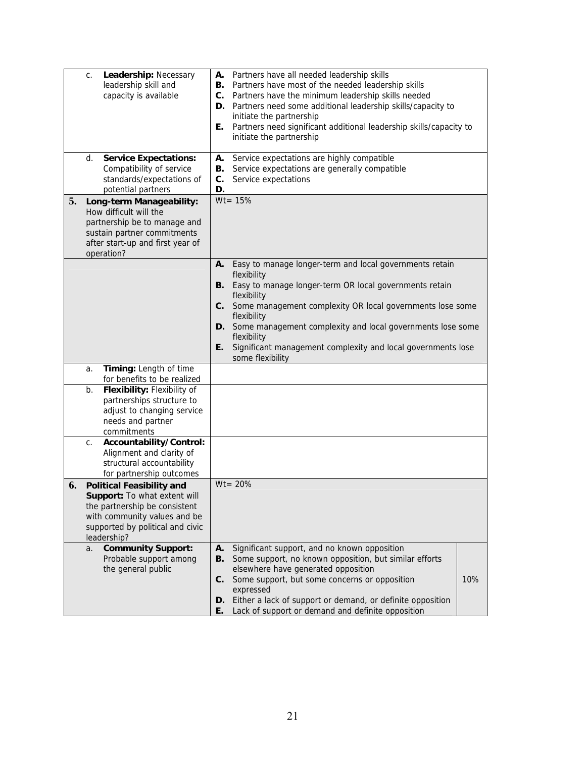| Criteria | Rating | Weight |
| --- | --- | --- |
| c. **Leadership:** Necessary leadership skill and capacity is available | **A.** Partners have all needed leadership skills<br>**B.** Partners have most of the needed leadership skills<br>**C.** Partners have the minimum leadership skills needed<br>**D.** Partners need some additional leadership skills/capacity to initiate the partnership<br>**E.** Partners need significant additional leadership skills/capacity to initiate the partnership | |
| d. **Service Expectations:** Compatibility of service standards/expectations of potential partners | **A.** Service expectations are highly compatible<br>**B.** Service expectations are generally compatible<br>**C.** Service expectations<br>**D.** | |
| **5. Long-term Manageability:** How difficult will the partnership be to manage and sustain partner commitments after start-up and first year of operation? | Wt= 15% | |
| | **A.** Easy to manage longer-term and local governments retain flexibility<br>**B.** Easy to manage longer-term OR local governments retain flexibility<br>**C.** Some management complexity OR local governments lose some flexibility<br>**D.** Some management complexity and local governments lose some flexibility<br>**E.** Significant management complexity and local governments lose some flexibility | |
| a. **Timing:** Length of time for benefits to be realized | | |
| b. **Flexibility:** Flexibility of partnerships structure to adjust to changing service needs and partner commitments | | |
| c. **Accountability/Control:** Alignment and clarity of structural accountability for partnership outcomes | | |
| **6. Political Feasibility and Support:** To what extent will the partnership be consistent with community values and be supported by political and civic leadership? | Wt= 20% | |
| a. **Community Support:** Probable support among the general public | **A.** Significant support, and no known opposition<br>**B.** Some support, no known opposition, but similar efforts elsewhere have generated opposition<br>**C.** Some support, but some concerns or opposition expressed<br>**D.** Either a lack of support or demand, or definite opposition<br>**E.** Lack of support or demand and definite opposition | 10% |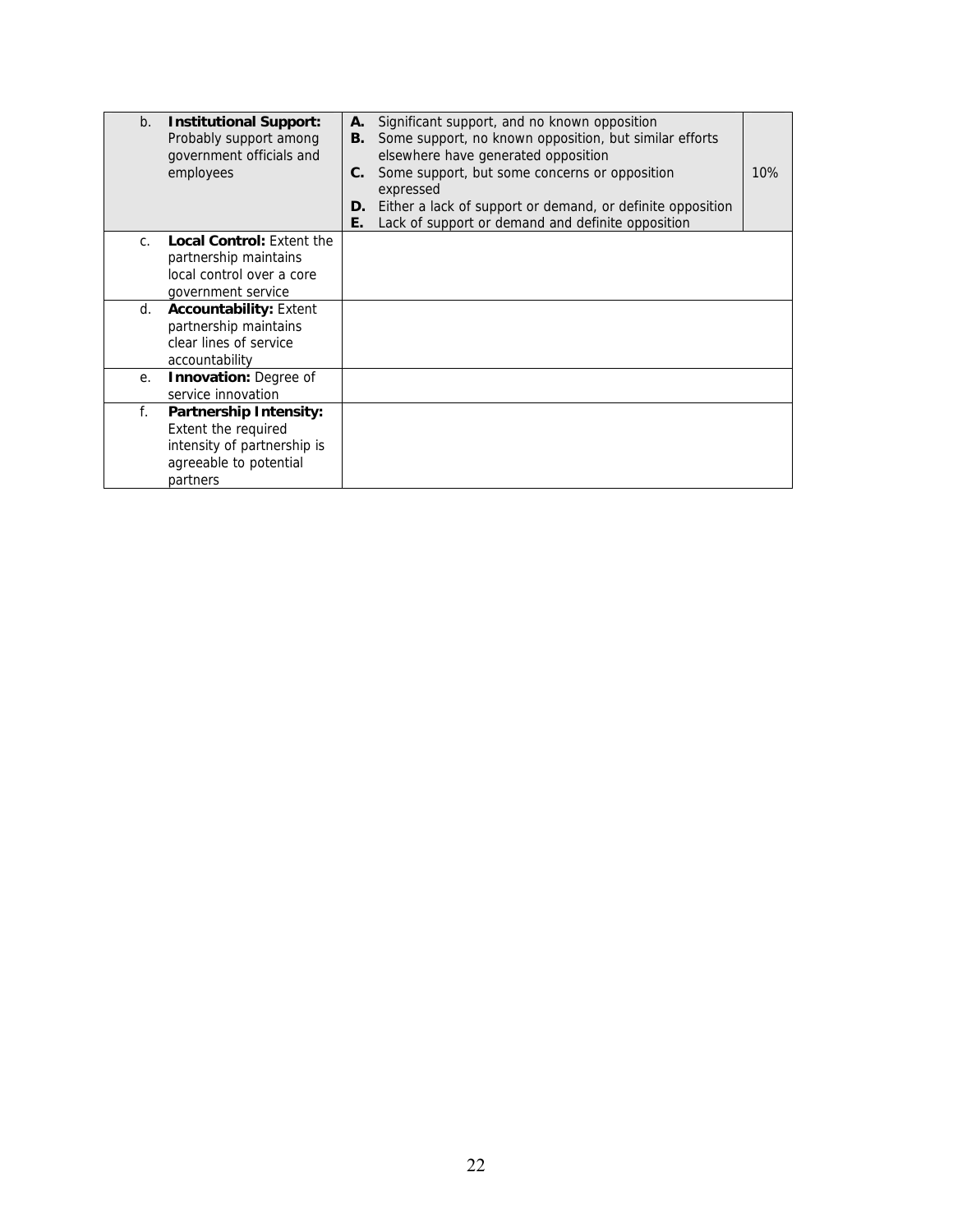| | | | |
|---|---|---|---|
| b. | **Institutional Support:** Probably support among government officials and employees | **A.** Significant support, and no known opposition<br>**B.** Some support, no known opposition, but similar efforts elsewhere have generated opposition<br>**C.** Some support, but some concerns or opposition expressed<br>**D.** Either a lack of support or demand, or definite opposition<br>**E.** Lack of support or demand and definite opposition | 10% |
| c. | **Local Control:** Extent the partnership maintains local control over a core government service | | |
| d. | **Accountability:** Extent partnership maintains clear lines of service accountability | | |
| e. | **Innovation:** Degree of service innovation | | |
| f. | **Partnership Intensity:** Extent the required intensity of partnership is agreeable to potential partners | | |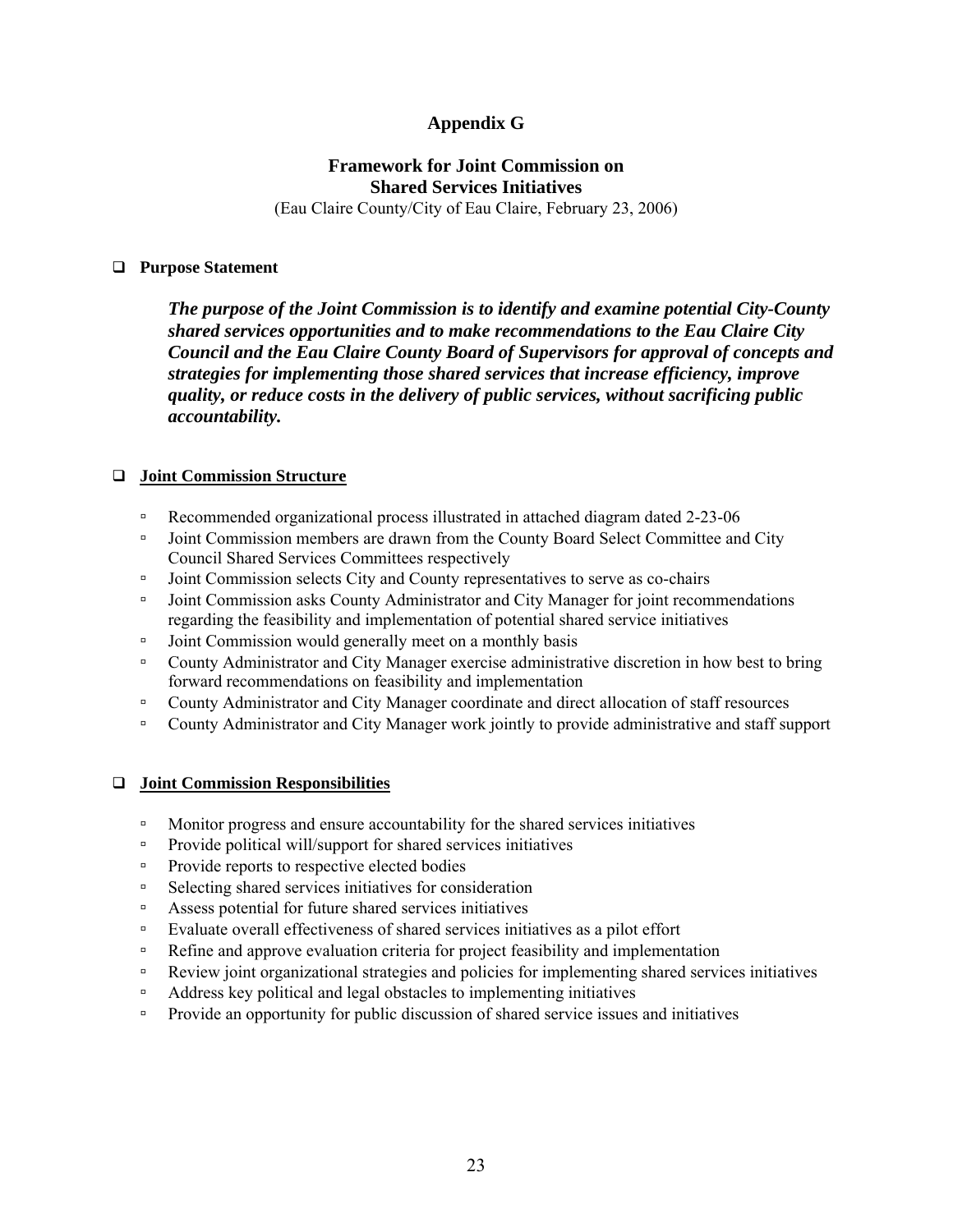# Appendix G

## Framework for Joint Commission on Shared Services Initiatives

(Eau Claire County/City of Eau Claire, February 23, 2006)

- **Purpose Statement**

  ***The purpose of the Joint Commission is to identify and examine potential City-County shared services opportunities and to make recommendations to the Eau Claire City Council and the Eau Claire County Board of Supervisors for approval of concepts and strategies for implementing those shared services that increase efficiency, improve quality, or reduce costs in the delivery of public services, without sacrificing public accountability.***

- **Joint Commission Structure**
  - Recommended organizational process illustrated in attached diagram dated 2-23-06
  - Joint Commission members are drawn from the County Board Select Committee and City Council Shared Services Committees respectively
  - Joint Commission selects City and County representatives to serve as co-chairs
  - Joint Commission asks County Administrator and City Manager for joint recommendations regarding the feasibility and implementation of potential shared service initiatives
  - Joint Commission would generally meet on a monthly basis
  - County Administrator and City Manager exercise administrative discretion in how best to bring forward recommendations on feasibility and implementation
  - County Administrator and City Manager coordinate and direct allocation of staff resources
  - County Administrator and City Manager work jointly to provide administrative and staff support

- **Joint Commission Responsibilities**
  - Monitor progress and ensure accountability for the shared services initiatives
  - Provide political will/support for shared services initiatives
  - Provide reports to respective elected bodies
  - Selecting shared services initiatives for consideration
  - Assess potential for future shared services initiatives
  - Evaluate overall effectiveness of shared services initiatives as a pilot effort
  - Refine and approve evaluation criteria for project feasibility and implementation
  - Review joint organizational strategies and policies for implementing shared services initiatives
  - Address key political and legal obstacles to implementing initiatives
  - Provide an opportunity for public discussion of shared service issues and initiatives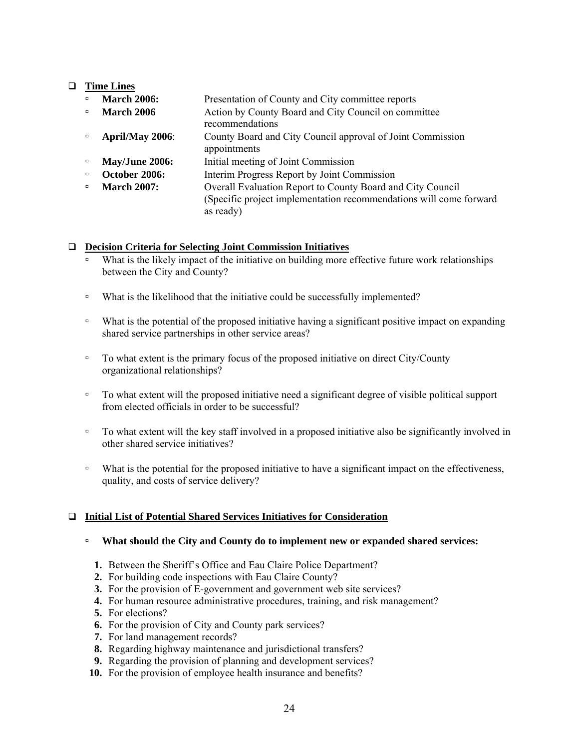- **Time Lines**
  - **March 2006:** Presentation of County and City committee reports
  - **March 2006** Action by County Board and City Council on committee recommendations
  - **April/May 2006**: County Board and City Council approval of Joint Commission appointments
  - **May/June 2006:** Initial meeting of Joint Commission
  - **October 2006:** Interim Progress Report by Joint Commission
  - **March 2007:** Overall Evaluation Report to County Board and City Council (Specific project implementation recommendations will come forward as ready)

- **Decision Criteria for Selecting Joint Commission Initiatives**
  - What is the likely impact of the initiative on building more effective future work relationships between the City and County?
  - What is the likelihood that the initiative could be successfully implemented?
  - What is the potential of the proposed initiative having a significant positive impact on expanding shared service partnerships in other service areas?
  - To what extent is the primary focus of the proposed initiative on direct City/County organizational relationships?
  - To what extent will the proposed initiative need a significant degree of visible political support from elected officials in order to be successful?
  - To what extent will the key staff involved in a proposed initiative also be significantly involved in other shared service initiatives?
  - What is the potential for the proposed initiative to have a significant impact on the effectiveness, quality, and costs of service delivery?

- **Initial List of Potential Shared Services Initiatives for Consideration**
  - **What should the City and County do to implement new or expanded shared services:**
    1. Between the Sheriff's Office and Eau Claire Police Department?
    2. For building code inspections with Eau Claire County?
    3. For the provision of E-government and government web site services?
    4. For human resource administrative procedures, training, and risk management?
    5. For elections?
    6. For the provision of City and County park services?
    7. For land management records?
    8. Regarding highway maintenance and jurisdictional transfers?
    9. Regarding the provision of planning and development services?
    10. For the provision of employee health insurance and benefits?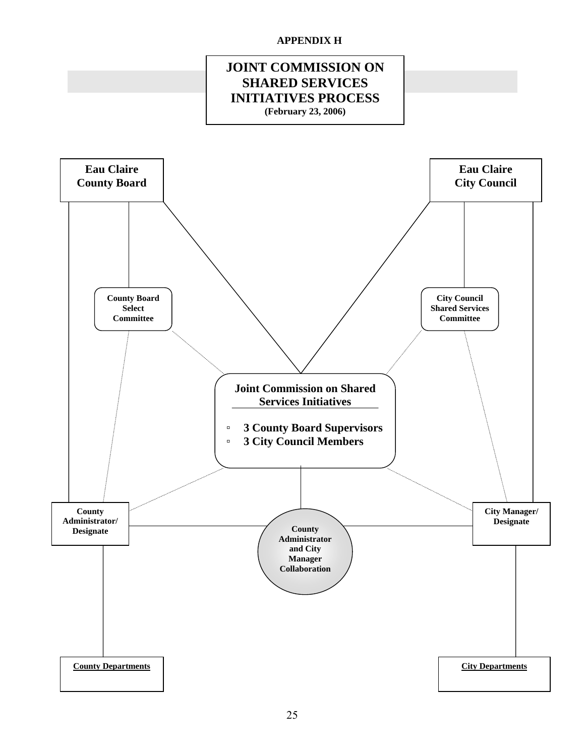**APPENDIX H**

# JOINT COMMISSION ON SHARED SERVICES INITIATIVES PROCESS

**(February 23, 2006)**

**Eau Claire County Board**

**Eau Claire City Council**

**County Board Select Committee**

**City Council Shared Services Committee**

**Joint Commission on Shared Services Initiatives**

- **3 County Board Supervisors**
- **3 City Council Members**

**County Administrator/ Designate**

**County Administrator and City Manager Collaboration**

**City Manager/ Designate**

**County Departments**

**City Departments**